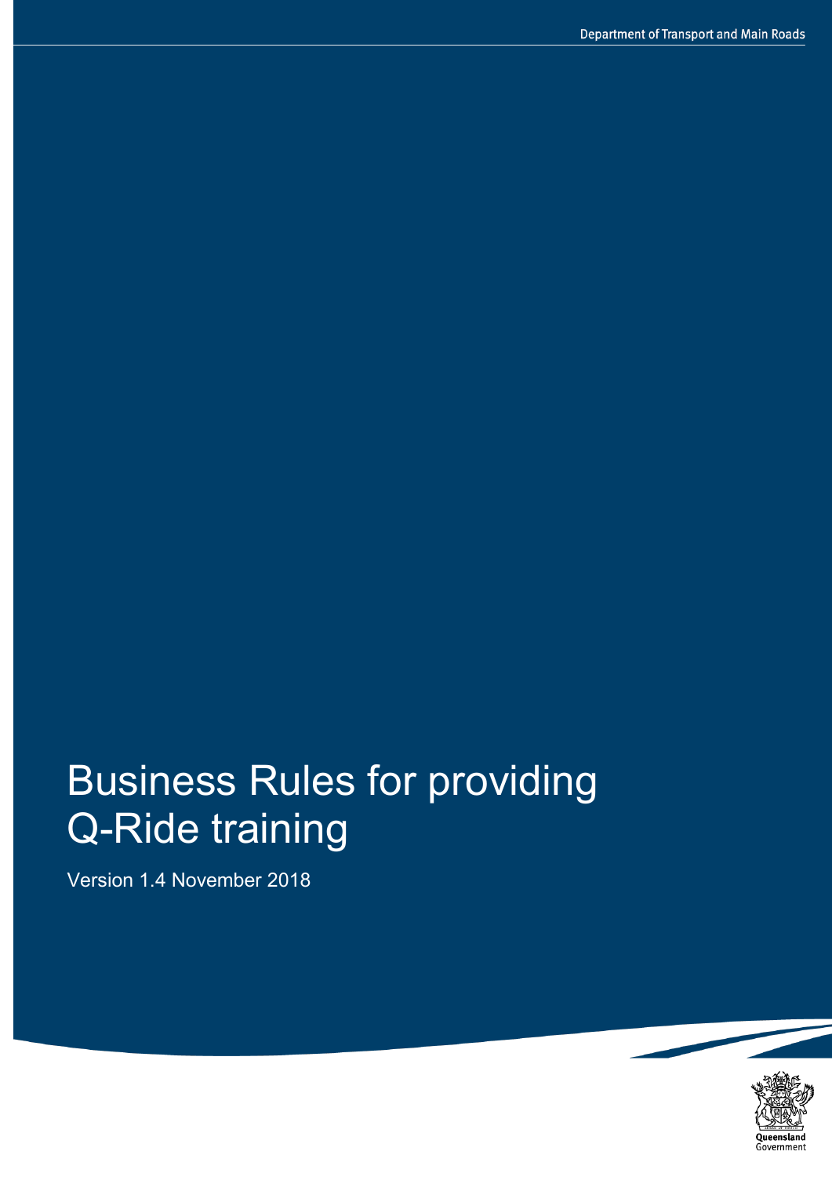Department of Transport and Main Roads

# Business Rules for providing Q-Ride training

Version 1.4 November 2018

Queensland Government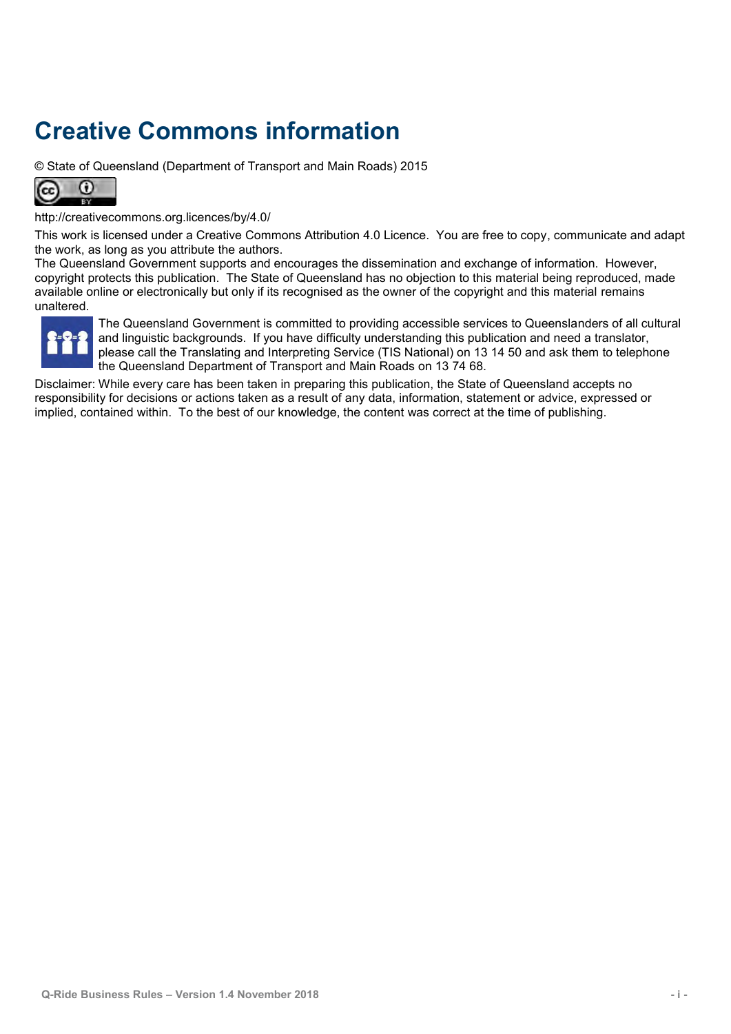# Creative Commons information

© State of Queensland (Department of Transport and Main Roads) 2015

http://creativecommons.org.licences/by/4.0/

This work is licensed under a Creative Commons Attribution 4.0 Licence. You are free to copy, communicate and adapt the work, as long as you attribute the authors.

The Queensland Government supports and encourages the dissemination and exchange of information. However, copyright protects this publication. The State of Queensland has no objection to this material being reproduced, made available online or electronically but only if its recognised as the owner of the copyright and this material remains unaltered.

The Queensland Government is committed to providing accessible services to Queenslanders of all cultural and linguistic backgrounds. If you have difficulty understanding this publication and need a translator, please call the Translating and Interpreting Service (TIS National) on 13 14 50 and ask them to telephone the Queensland Department of Transport and Main Roads on 13 74 68.

Disclaimer: While every care has been taken in preparing this publication, the State of Queensland accepts no responsibility for decisions or actions taken as a result of any data, information, statement or advice, expressed or implied, contained within. To the best of our knowledge, the content was correct at the time of publishing.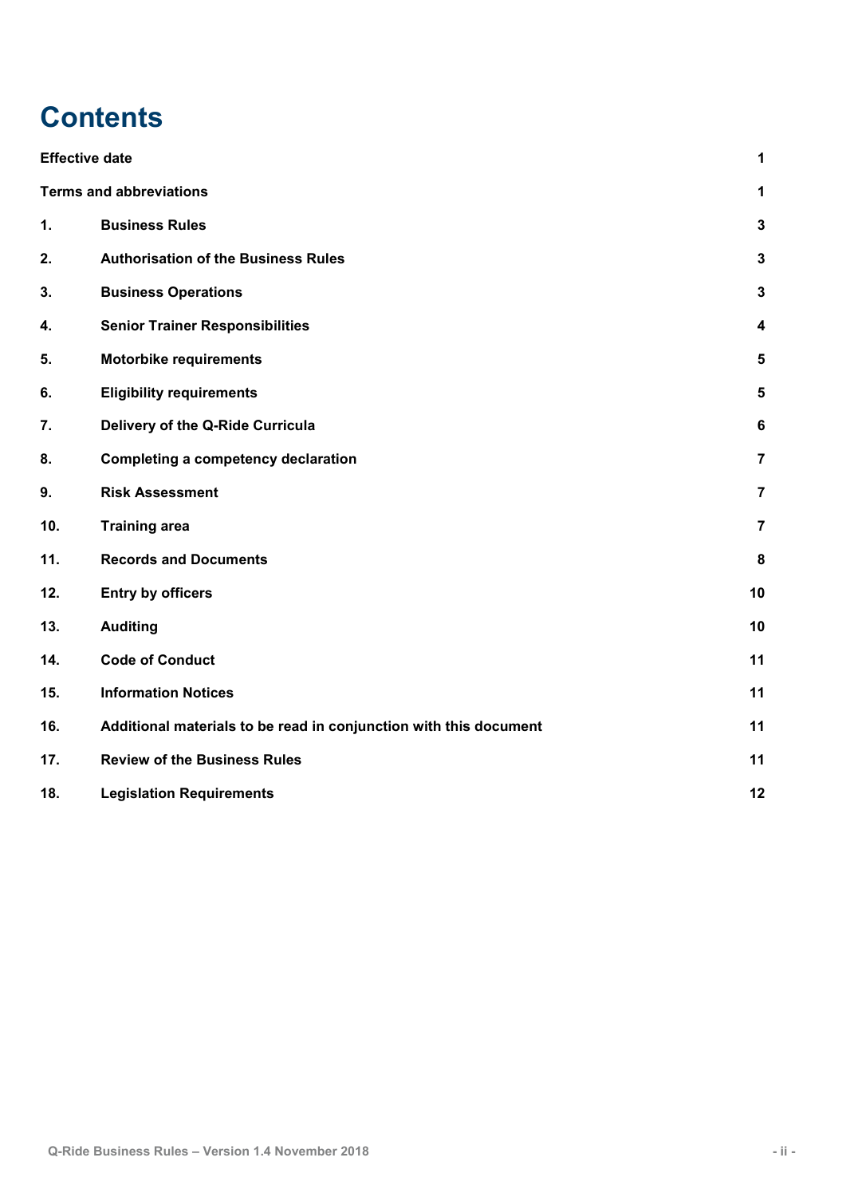# Contents

| | | |
|---|---|---|
| **Effective date** | | **1** |
| **Terms and abbreviations** | | **1** |
| **1.** | **Business Rules** | **3** |
| **2.** | **Authorisation of the Business Rules** | **3** |
| **3.** | **Business Operations** | **3** |
| **4.** | **Senior Trainer Responsibilities** | **4** |
| **5.** | **Motorbike requirements** | **5** |
| **6.** | **Eligibility requirements** | **5** |
| **7.** | **Delivery of the Q-Ride Curricula** | **6** |
| **8.** | **Completing a competency declaration** | **7** |
| **9.** | **Risk Assessment** | **7** |
| **10.** | **Training area** | **7** |
| **11.** | **Records and Documents** | **8** |
| **12.** | **Entry by officers** | **10** |
| **13.** | **Auditing** | **10** |
| **14.** | **Code of Conduct** | **11** |
| **15.** | **Information Notices** | **11** |
| **16.** | **Additional materials to be read in conjunction with this document** | **11** |
| **17.** | **Review of the Business Rules** | **11** |
| **18.** | **Legislation Requirements** | **12** |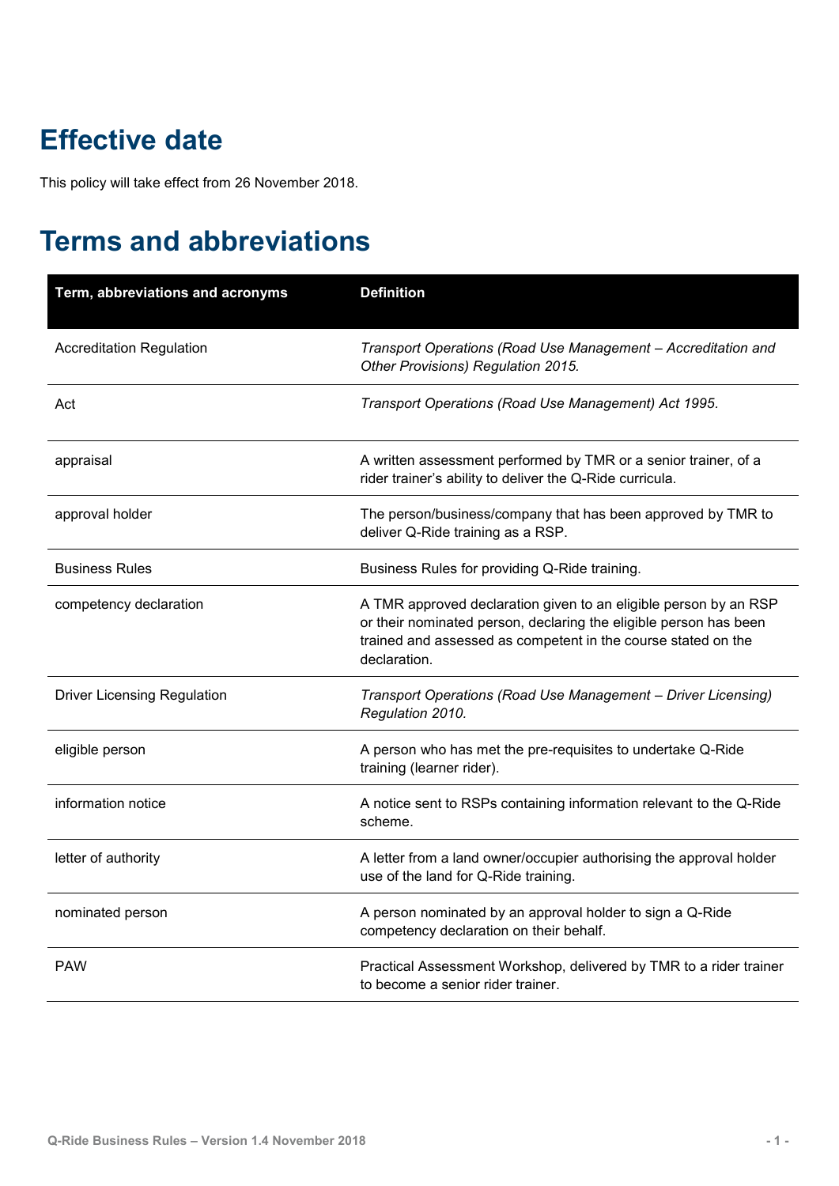# Effective date

This policy will take effect from 26 November 2018.

# Terms and abbreviations

| Term, abbreviations and acronyms | Definition |
| --- | --- |
| Accreditation Regulation | *Transport Operations (Road Use Management – Accreditation and Other Provisions) Regulation 2015.* |
| Act | *Transport Operations (Road Use Management) Act 1995.* |
| appraisal | A written assessment performed by TMR or a senior trainer, of a rider trainer's ability to deliver the Q-Ride curricula. |
| approval holder | The person/business/company that has been approved by TMR to deliver Q-Ride training as a RSP. |
| Business Rules | Business Rules for providing Q-Ride training. |
| competency declaration | A TMR approved declaration given to an eligible person by an RSP or their nominated person, declaring the eligible person has been trained and assessed as competent in the course stated on the declaration. |
| Driver Licensing Regulation | *Transport Operations (Road Use Management – Driver Licensing) Regulation 2010.* |
| eligible person | A person who has met the pre-requisites to undertake Q-Ride training (learner rider). |
| information notice | A notice sent to RSPs containing information relevant to the Q-Ride scheme. |
| letter of authority | A letter from a land owner/occupier authorising the approval holder use of the land for Q-Ride training. |
| nominated person | A person nominated by an approval holder to sign a Q-Ride competency declaration on their behalf. |
| PAW | Practical Assessment Workshop, delivered by TMR to a rider trainer to become a senior rider trainer. |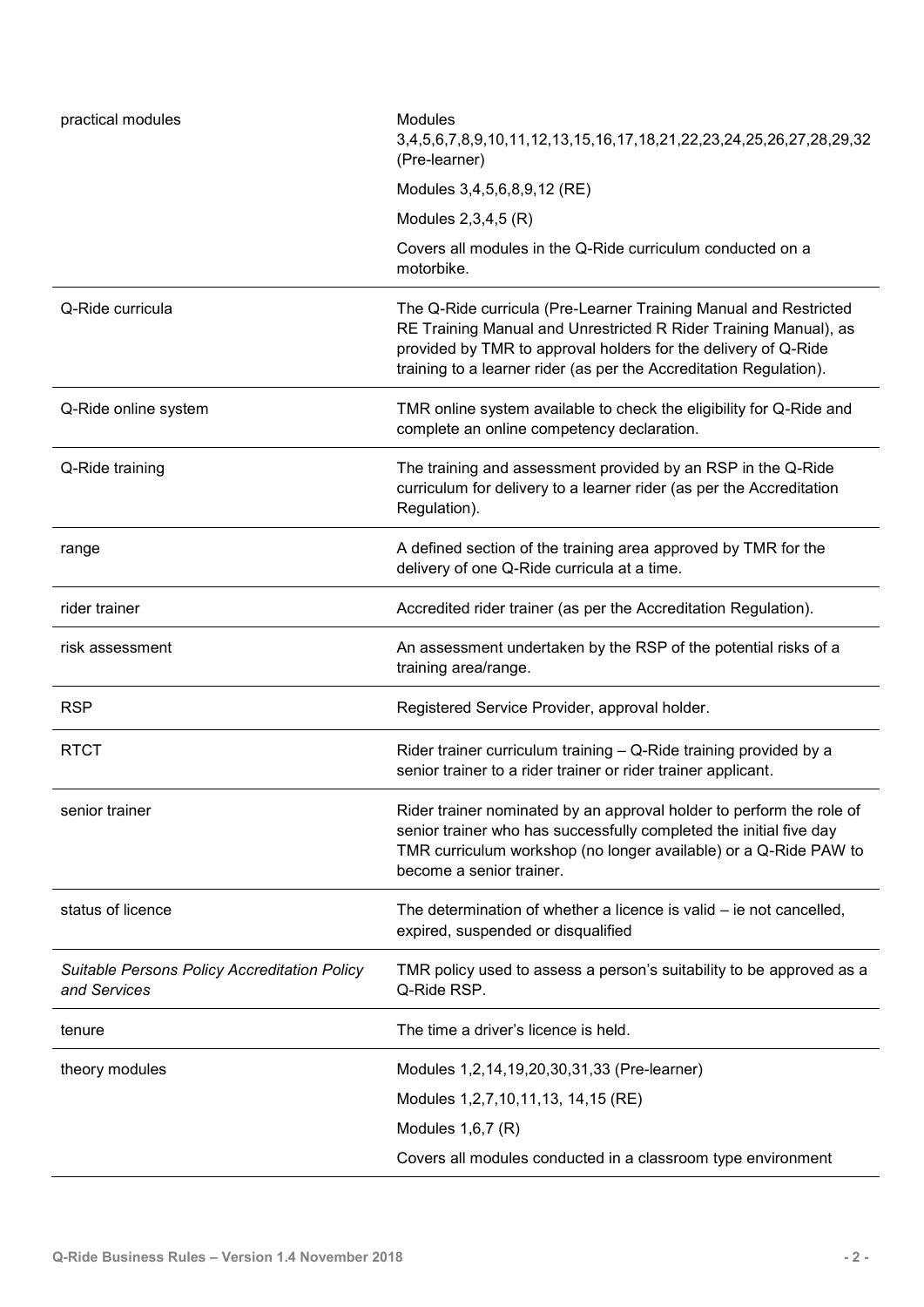| | |
|---|---|
| practical modules | Modules 3,4,5,6,7,8,9,10,11,12,13,15,16,17,18,21,22,23,24,25,26,27,28,29,32 (Pre-learner)<br><br>Modules 3,4,5,6,8,9,12 (RE)<br><br>Modules 2,3,4,5 (R)<br><br>Covers all modules in the Q-Ride curriculum conducted on a motorbike. |
| Q-Ride curricula | The Q-Ride curricula (Pre-Learner Training Manual and Restricted RE Training Manual and Unrestricted R Rider Training Manual), as provided by TMR to approval holders for the delivery of Q-Ride training to a learner rider (as per the Accreditation Regulation). |
| Q-Ride online system | TMR online system available to check the eligibility for Q-Ride and complete an online competency declaration. |
| Q-Ride training | The training and assessment provided by an RSP in the Q-Ride curriculum for delivery to a learner rider (as per the Accreditation Regulation). |
| range | A defined section of the training area approved by TMR for the delivery of one Q-Ride curricula at a time. |
| rider trainer | Accredited rider trainer (as per the Accreditation Regulation). |
| risk assessment | An assessment undertaken by the RSP of the potential risks of a training area/range. |
| RSP | Registered Service Provider, approval holder. |
| RTCT | Rider trainer curriculum training – Q-Ride training provided by a senior trainer to a rider trainer or rider trainer applicant. |
| senior trainer | Rider trainer nominated by an approval holder to perform the role of senior trainer who has successfully completed the initial five day TMR curriculum workshop (no longer available) or a Q-Ride PAW to become a senior trainer. |
| status of licence | The determination of whether a licence is valid – ie not cancelled, expired, suspended or disqualified |
| *Suitable Persons Policy Accreditation Policy and Services* | TMR policy used to assess a person's suitability to be approved as a Q-Ride RSP. |
| tenure | The time a driver's licence is held. |
| theory modules | Modules 1,2,14,19,20,30,31,33 (Pre-learner)<br><br>Modules 1,2,7,10,11,13, 14,15 (RE)<br><br>Modules 1,6,7 (R)<br><br>Covers all modules conducted in a classroom type environment |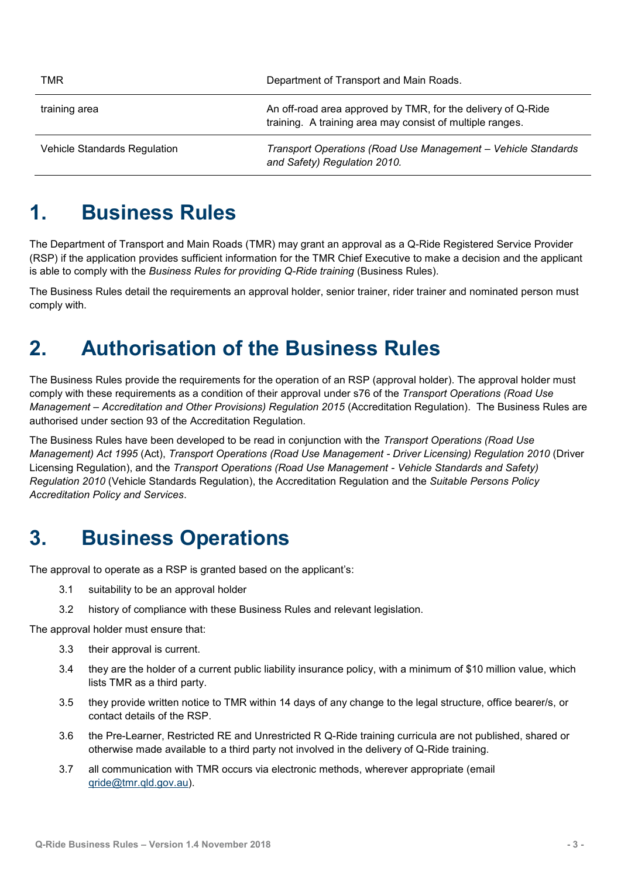| | |
|---|---|
| TMR | Department of Transport and Main Roads. |
| training area | An off-road area approved by TMR, for the delivery of Q-Ride training. A training area may consist of multiple ranges. |
| Vehicle Standards Regulation | *Transport Operations (Road Use Management – Vehicle Standards and Safety) Regulation 2010.* |

# 1. Business Rules

The Department of Transport and Main Roads (TMR) may grant an approval as a Q-Ride Registered Service Provider (RSP) if the application provides sufficient information for the TMR Chief Executive to make a decision and the applicant is able to comply with the *Business Rules for providing Q-Ride training* (Business Rules).

The Business Rules detail the requirements an approval holder, senior trainer, rider trainer and nominated person must comply with.

# 2. Authorisation of the Business Rules

The Business Rules provide the requirements for the operation of an RSP (approval holder). The approval holder must comply with these requirements as a condition of their approval under s76 of the *Transport Operations (Road Use Management – Accreditation and Other Provisions) Regulation 2015* (Accreditation Regulation). The Business Rules are authorised under section 93 of the Accreditation Regulation.

The Business Rules have been developed to be read in conjunction with the *Transport Operations (Road Use Management) Act 1995* (Act), *Transport Operations (Road Use Management - Driver Licensing) Regulation 2010* (Driver Licensing Regulation), and the *Transport Operations (Road Use Management - Vehicle Standards and Safety) Regulation 2010* (Vehicle Standards Regulation), the Accreditation Regulation and the *Suitable Persons Policy Accreditation Policy and Services*.

# 3. Business Operations

The approval to operate as a RSP is granted based on the applicant's:

3.1 suitability to be an approval holder

3.2 history of compliance with these Business Rules and relevant legislation.

The approval holder must ensure that:

3.3 their approval is current.

3.4 they are the holder of a current public liability insurance policy, with a minimum of $10 million value, which lists TMR as a third party.

3.5 they provide written notice to TMR within 14 days of any change to the legal structure, office bearer/s, or contact details of the RSP.

3.6 the Pre-Learner, Restricted RE and Unrestricted R Q-Ride training curricula are not published, shared or otherwise made available to a third party not involved in the delivery of Q-Ride training.

3.7 all communication with TMR occurs via electronic methods, wherever appropriate (email qride@tmr.qld.gov.au).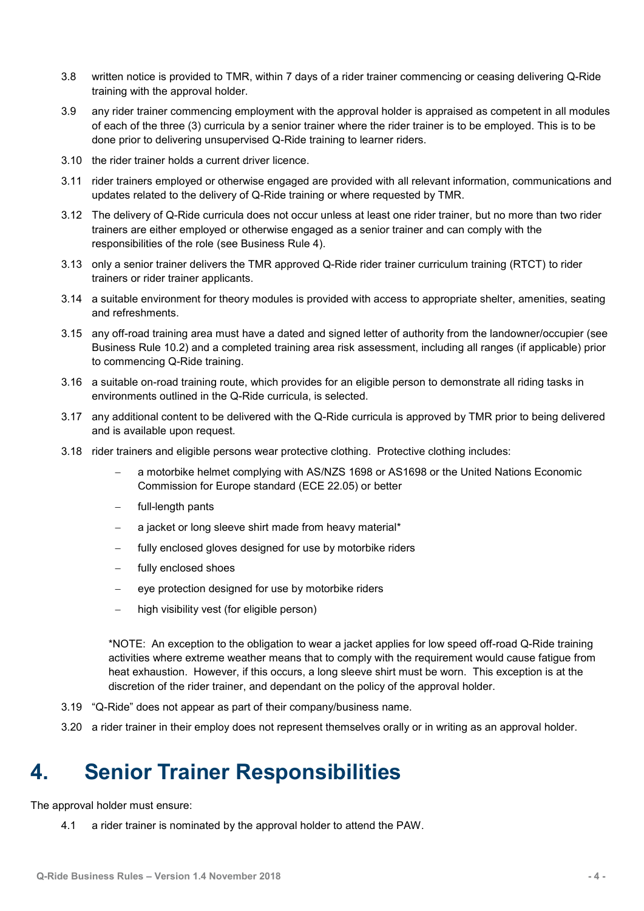3.8 written notice is provided to TMR, within 7 days of a rider trainer commencing or ceasing delivering Q-Ride training with the approval holder.

3.9 any rider trainer commencing employment with the approval holder is appraised as competent in all modules of each of the three (3) curricula by a senior trainer where the rider trainer is to be employed. This is to be done prior to delivering unsupervised Q-Ride training to learner riders.

3.10 the rider trainer holds a current driver licence.

3.11 rider trainers employed or otherwise engaged are provided with all relevant information, communications and updates related to the delivery of Q-Ride training or where requested by TMR.

3.12 The delivery of Q-Ride curricula does not occur unless at least one rider trainer, but no more than two rider trainers are either employed or otherwise engaged as a senior trainer and can comply with the responsibilities of the role (see Business Rule 4).

3.13 only a senior trainer delivers the TMR approved Q-Ride rider trainer curriculum training (RTCT) to rider trainers or rider trainer applicants.

3.14 a suitable environment for theory modules is provided with access to appropriate shelter, amenities, seating and refreshments.

3.15 any off-road training area must have a dated and signed letter of authority from the landowner/occupier (see Business Rule 10.2) and a completed training area risk assessment, including all ranges (if applicable) prior to commencing Q-Ride training.

3.16 a suitable on-road training route, which provides for an eligible person to demonstrate all riding tasks in environments outlined in the Q-Ride curricula, is selected.

3.17 any additional content to be delivered with the Q-Ride curricula is approved by TMR prior to being delivered and is available upon request.

3.18 rider trainers and eligible persons wear protective clothing. Protective clothing includes:

- a motorbike helmet complying with AS/NZS 1698 or AS1698 or the United Nations Economic Commission for Europe standard (ECE 22.05) or better
- full-length pants
- a jacket or long sleeve shirt made from heavy material*
- fully enclosed gloves designed for use by motorbike riders
- fully enclosed shoes
- eye protection designed for use by motorbike riders
- high visibility vest (for eligible person)

*NOTE: An exception to the obligation to wear a jacket applies for low speed off-road Q-Ride training activities where extreme weather means that to comply with the requirement would cause fatigue from heat exhaustion. However, if this occurs, a long sleeve shirt must be worn. This exception is at the discretion of the rider trainer, and dependant on the policy of the approval holder.

3.19 "Q-Ride" does not appear as part of their company/business name.

3.20 a rider trainer in their employ does not represent themselves orally or in writing as an approval holder.

# 4. Senior Trainer Responsibilities

The approval holder must ensure:

4.1 a rider trainer is nominated by the approval holder to attend the PAW.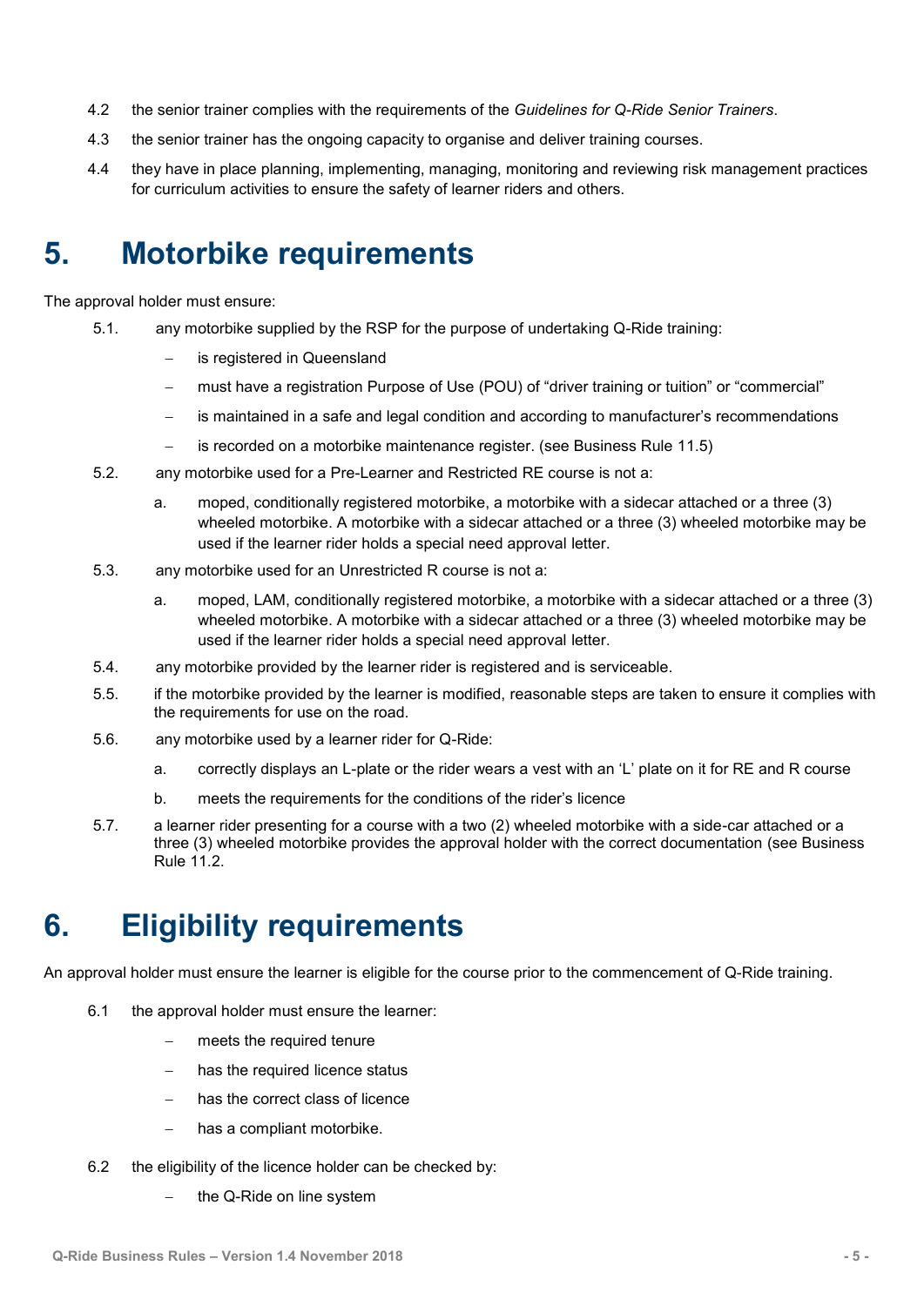4.2 the senior trainer complies with the requirements of the *Guidelines for Q-Ride Senior Trainers*.

4.3 the senior trainer has the ongoing capacity to organise and deliver training courses.

4.4 they have in place planning, implementing, managing, monitoring and reviewing risk management practices for curriculum activities to ensure the safety of learner riders and others.

# 5. Motorbike requirements

The approval holder must ensure:

5.1. any motorbike supplied by the RSP for the purpose of undertaking Q-Ride training:

- is registered in Queensland
- must have a registration Purpose of Use (POU) of "driver training or tuition" or "commercial"
- is maintained in a safe and legal condition and according to manufacturer's recommendations
- is recorded on a motorbike maintenance register. (see Business Rule 11.5)

5.2. any motorbike used for a Pre-Learner and Restricted RE course is not a:

a. moped, conditionally registered motorbike, a motorbike with a sidecar attached or a three (3) wheeled motorbike. A motorbike with a sidecar attached or a three (3) wheeled motorbike may be used if the learner rider holds a special need approval letter.

5.3. any motorbike used for an Unrestricted R course is not a:

a. moped, LAM, conditionally registered motorbike, a motorbike with a sidecar attached or a three (3) wheeled motorbike. A motorbike with a sidecar attached or a three (3) wheeled motorbike may be used if the learner rider holds a special need approval letter.

5.4. any motorbike provided by the learner rider is registered and is serviceable.

5.5. if the motorbike provided by the learner is modified, reasonable steps are taken to ensure it complies with the requirements for use on the road.

5.6. any motorbike used by a learner rider for Q-Ride:

a. correctly displays an L-plate or the rider wears a vest with an 'L' plate on it for RE and R course

b. meets the requirements for the conditions of the rider's licence

5.7. a learner rider presenting for a course with a two (2) wheeled motorbike with a side-car attached or a three (3) wheeled motorbike provides the approval holder with the correct documentation (see Business Rule 11.2.

# 6. Eligibility requirements

An approval holder must ensure the learner is eligible for the course prior to the commencement of Q-Ride training.

6.1 the approval holder must ensure the learner:

- meets the required tenure
- has the required licence status
- has the correct class of licence
- has a compliant motorbike.

6.2 the eligibility of the licence holder can be checked by:

- the Q-Ride on line system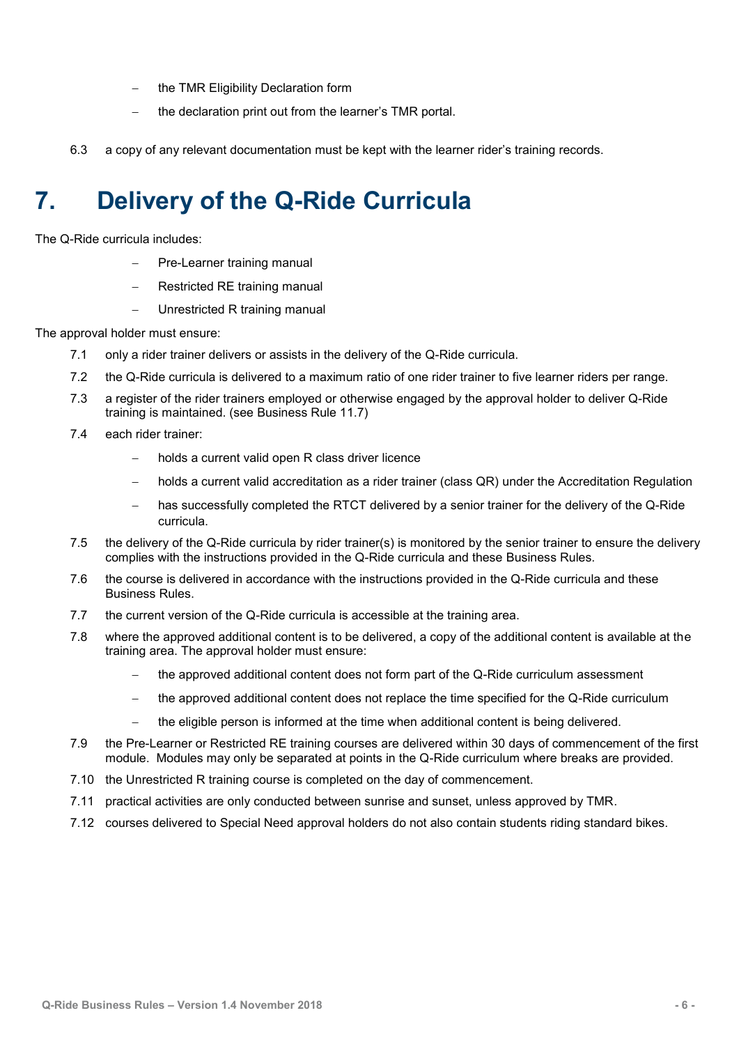- the TMR Eligibility Declaration form
- the declaration print out from the learner's TMR portal.

6.3 a copy of any relevant documentation must be kept with the learner rider's training records.

# 7. Delivery of the Q-Ride Curricula

The Q-Ride curricula includes:

- Pre-Learner training manual
- Restricted RE training manual
- Unrestricted R training manual

The approval holder must ensure:

7.1 only a rider trainer delivers or assists in the delivery of the Q-Ride curricula.

7.2 the Q-Ride curricula is delivered to a maximum ratio of one rider trainer to five learner riders per range.

7.3 a register of the rider trainers employed or otherwise engaged by the approval holder to deliver Q-Ride training is maintained. (see Business Rule 11.7)

7.4 each rider trainer:

- holds a current valid open R class driver licence
- holds a current valid accreditation as a rider trainer (class QR) under the Accreditation Regulation
- has successfully completed the RTCT delivered by a senior trainer for the delivery of the Q-Ride curricula.

7.5 the delivery of the Q-Ride curricula by rider trainer(s) is monitored by the senior trainer to ensure the delivery complies with the instructions provided in the Q-Ride curricula and these Business Rules.

7.6 the course is delivered in accordance with the instructions provided in the Q-Ride curricula and these Business Rules.

7.7 the current version of the Q-Ride curricula is accessible at the training area.

7.8 where the approved additional content is to be delivered, a copy of the additional content is available at the training area. The approval holder must ensure:

- the approved additional content does not form part of the Q-Ride curriculum assessment
- the approved additional content does not replace the time specified for the Q-Ride curriculum
- the eligible person is informed at the time when additional content is being delivered.

7.9 the Pre-Learner or Restricted RE training courses are delivered within 30 days of commencement of the first module. Modules may only be separated at points in the Q-Ride curriculum where breaks are provided.

7.10 the Unrestricted R training course is completed on the day of commencement.

7.11 practical activities are only conducted between sunrise and sunset, unless approved by TMR.

7.12 courses delivered to Special Need approval holders do not also contain students riding standard bikes.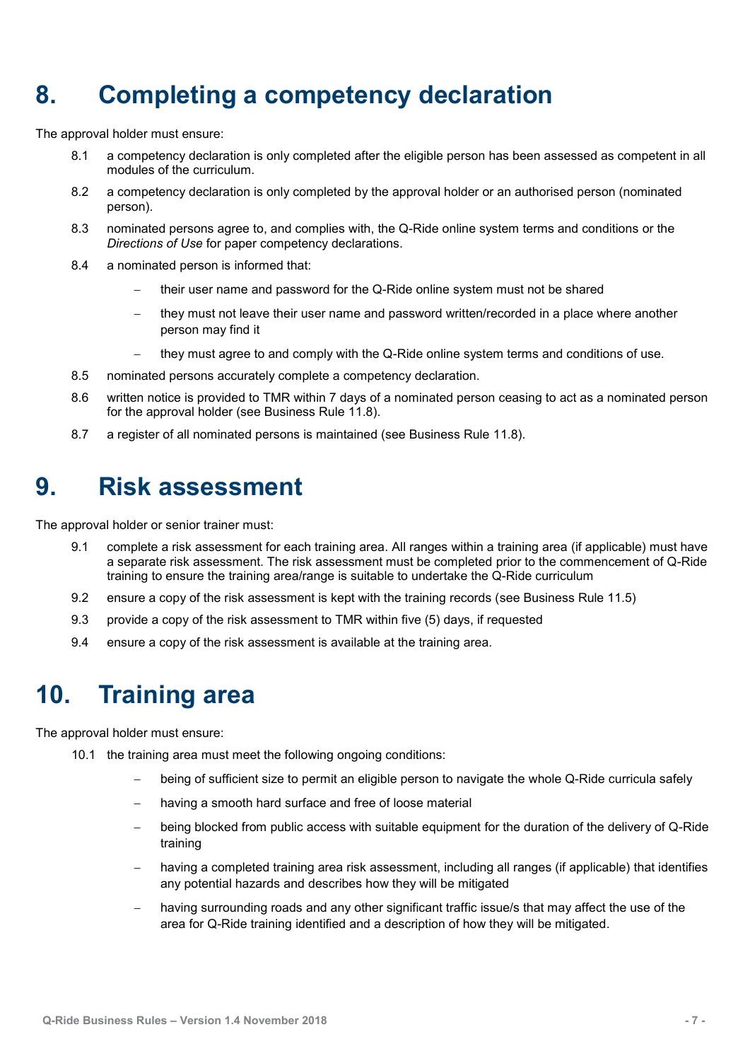# 8. Completing a competency declaration

The approval holder must ensure:

8.1 a competency declaration is only completed after the eligible person has been assessed as competent in all modules of the curriculum.

8.2 a competency declaration is only completed by the approval holder or an authorised person (nominated person).

8.3 nominated persons agree to, and complies with, the Q-Ride online system terms and conditions or the *Directions of Use* for paper competency declarations.

8.4 a nominated person is informed that:

- their user name and password for the Q-Ride online system must not be shared
- they must not leave their user name and password written/recorded in a place where another person may find it
- they must agree to and comply with the Q-Ride online system terms and conditions of use.

8.5 nominated persons accurately complete a competency declaration.

8.6 written notice is provided to TMR within 7 days of a nominated person ceasing to act as a nominated person for the approval holder (see Business Rule 11.8).

8.7 a register of all nominated persons is maintained (see Business Rule 11.8).

# 9. Risk assessment

The approval holder or senior trainer must:

9.1 complete a risk assessment for each training area. All ranges within a training area (if applicable) must have a separate risk assessment. The risk assessment must be completed prior to the commencement of Q-Ride training to ensure the training area/range is suitable to undertake the Q-Ride curriculum

9.2 ensure a copy of the risk assessment is kept with the training records (see Business Rule 11.5)

9.3 provide a copy of the risk assessment to TMR within five (5) days, if requested

9.4 ensure a copy of the risk assessment is available at the training area.

# 10. Training area

The approval holder must ensure:

10.1 the training area must meet the following ongoing conditions:

- being of sufficient size to permit an eligible person to navigate the whole Q-Ride curricula safely
- having a smooth hard surface and free of loose material
- being blocked from public access with suitable equipment for the duration of the delivery of Q-Ride training
- having a completed training area risk assessment, including all ranges (if applicable) that identifies any potential hazards and describes how they will be mitigated
- having surrounding roads and any other significant traffic issue/s that may affect the use of the area for Q-Ride training identified and a description of how they will be mitigated.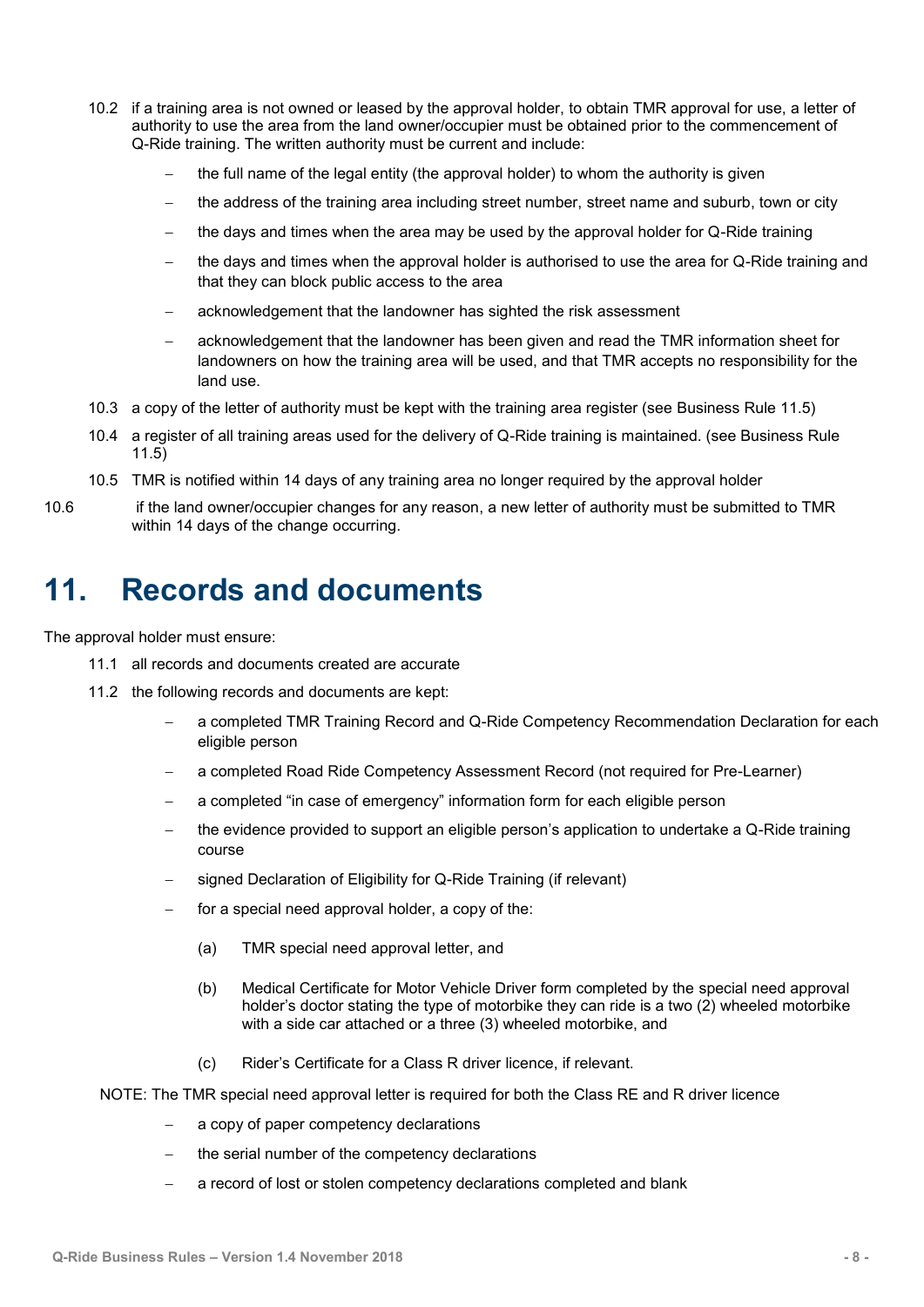10.2 if a training area is not owned or leased by the approval holder, to obtain TMR approval for use, a letter of authority to use the area from the land owner/occupier must be obtained prior to the commencement of Q-Ride training. The written authority must be current and include:

- the full name of the legal entity (the approval holder) to whom the authority is given
- the address of the training area including street number, street name and suburb, town or city
- the days and times when the area may be used by the approval holder for Q-Ride training
- the days and times when the approval holder is authorised to use the area for Q-Ride training and that they can block public access to the area
- acknowledgement that the landowner has sighted the risk assessment
- acknowledgement that the landowner has been given and read the TMR information sheet for landowners on how the training area will be used, and that TMR accepts no responsibility for the land use.

10.3 a copy of the letter of authority must be kept with the training area register (see Business Rule 11.5)

10.4 a register of all training areas used for the delivery of Q-Ride training is maintained. (see Business Rule 11.5)

10.5 TMR is notified within 14 days of any training area no longer required by the approval holder

10.6 if the land owner/occupier changes for any reason, a new letter of authority must be submitted to TMR within 14 days of the change occurring.

# 11. Records and documents

The approval holder must ensure:

11.1 all records and documents created are accurate

11.2 the following records and documents are kept:

- a completed TMR Training Record and Q-Ride Competency Recommendation Declaration for each eligible person
- a completed Road Ride Competency Assessment Record (not required for Pre-Learner)
- a completed "in case of emergency" information form for each eligible person
- the evidence provided to support an eligible person's application to undertake a Q-Ride training course
- signed Declaration of Eligibility for Q-Ride Training (if relevant)
- for a special need approval holder, a copy of the:
  - (a) TMR special need approval letter, and
  - (b) Medical Certificate for Motor Vehicle Driver form completed by the special need approval holder's doctor stating the type of motorbike they can ride is a two (2) wheeled motorbike with a side car attached or a three (3) wheeled motorbike, and
  - (c) Rider's Certificate for a Class R driver licence, if relevant.

NOTE: The TMR special need approval letter is required for both the Class RE and R driver licence

- a copy of paper competency declarations
- the serial number of the competency declarations
- a record of lost or stolen competency declarations completed and blank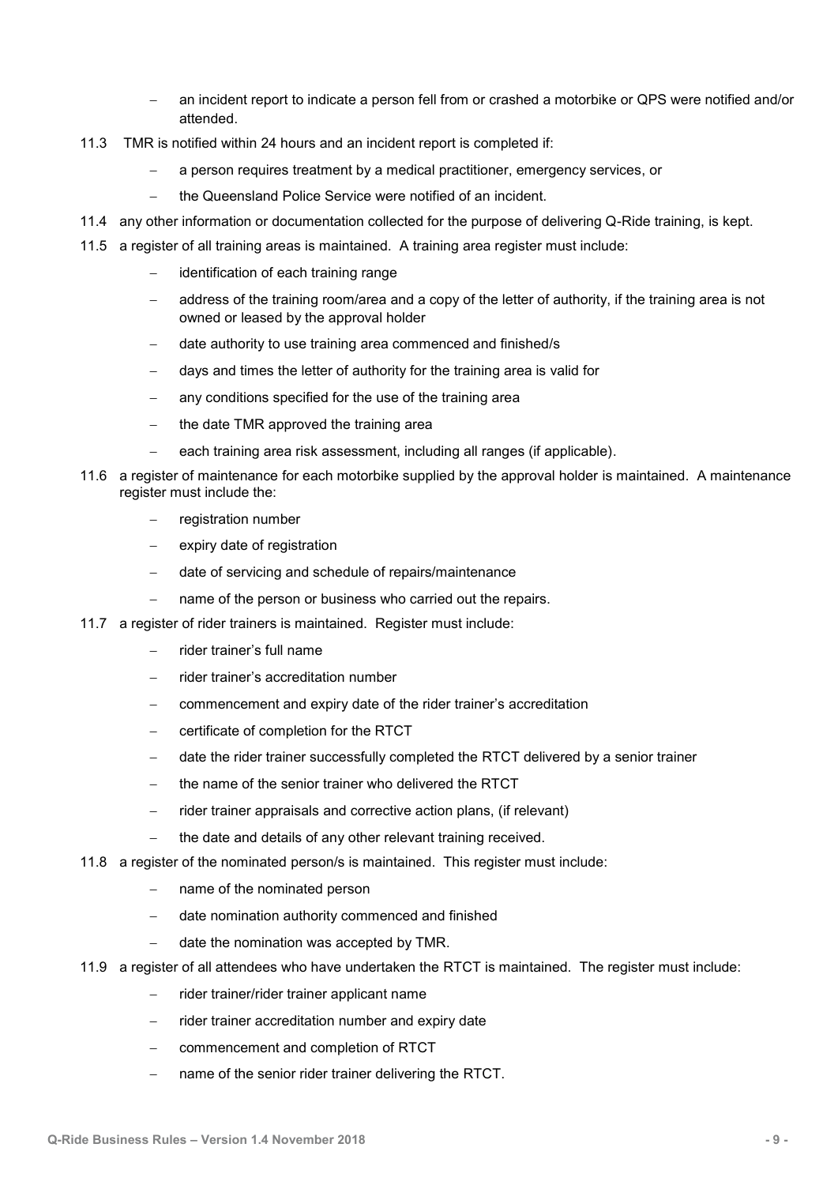- an incident report to indicate a person fell from or crashed a motorbike or QPS were notified and/or attended.

11.3 TMR is notified within 24 hours and an incident report is completed if:

- a person requires treatment by a medical practitioner, emergency services, or
- the Queensland Police Service were notified of an incident.

11.4 any other information or documentation collected for the purpose of delivering Q-Ride training, is kept.

11.5 a register of all training areas is maintained. A training area register must include:

- identification of each training range
- address of the training room/area and a copy of the letter of authority, if the training area is not owned or leased by the approval holder
- date authority to use training area commenced and finished/s
- days and times the letter of authority for the training area is valid for
- any conditions specified for the use of the training area
- the date TMR approved the training area
- each training area risk assessment, including all ranges (if applicable).

11.6 a register of maintenance for each motorbike supplied by the approval holder is maintained. A maintenance register must include the:

- registration number
- expiry date of registration
- date of servicing and schedule of repairs/maintenance
- name of the person or business who carried out the repairs.

11.7 a register of rider trainers is maintained. Register must include:

- rider trainer's full name
- rider trainer's accreditation number
- commencement and expiry date of the rider trainer's accreditation
- certificate of completion for the RTCT
- date the rider trainer successfully completed the RTCT delivered by a senior trainer
- the name of the senior trainer who delivered the RTCT
- rider trainer appraisals and corrective action plans, (if relevant)
- the date and details of any other relevant training received.

11.8 a register of the nominated person/s is maintained. This register must include:

- name of the nominated person
- date nomination authority commenced and finished
- date the nomination was accepted by TMR.

11.9 a register of all attendees who have undertaken the RTCT is maintained. The register must include:

- rider trainer/rider trainer applicant name
- rider trainer accreditation number and expiry date
- commencement and completion of RTCT
- name of the senior rider trainer delivering the RTCT.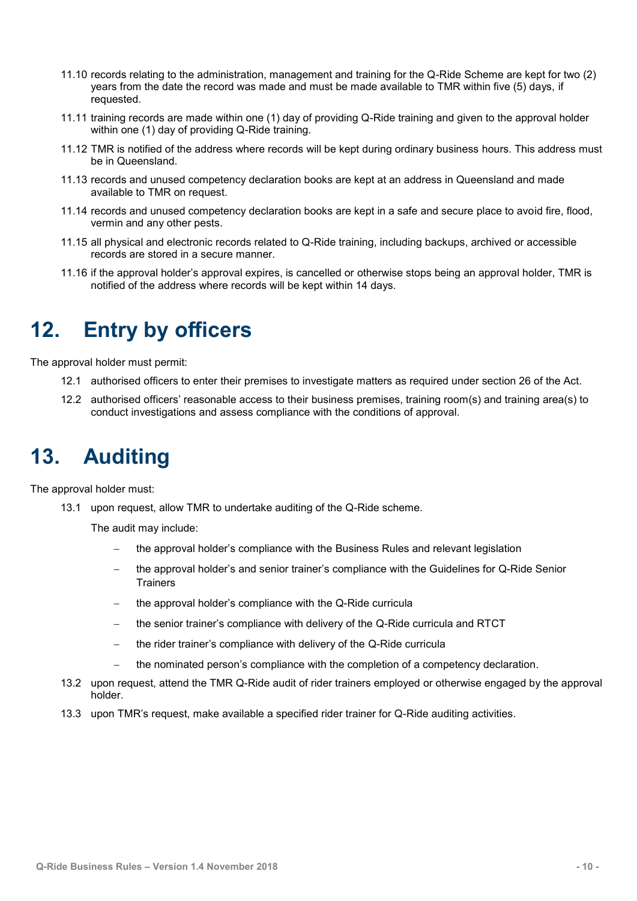11.10 records relating to the administration, management and training for the Q-Ride Scheme are kept for two (2) years from the date the record was made and must be made available to TMR within five (5) days, if requested.

11.11 training records are made within one (1) day of providing Q-Ride training and given to the approval holder within one (1) day of providing Q-Ride training.

11.12 TMR is notified of the address where records will be kept during ordinary business hours. This address must be in Queensland.

11.13 records and unused competency declaration books are kept at an address in Queensland and made available to TMR on request.

11.14 records and unused competency declaration books are kept in a safe and secure place to avoid fire, flood, vermin and any other pests.

11.15 all physical and electronic records related to Q-Ride training, including backups, archived or accessible records are stored in a secure manner.

11.16 if the approval holder's approval expires, is cancelled or otherwise stops being an approval holder, TMR is notified of the address where records will be kept within 14 days.

# 12. Entry by officers

The approval holder must permit:

12.1 authorised officers to enter their premises to investigate matters as required under section 26 of the Act.

12.2 authorised officers' reasonable access to their business premises, training room(s) and training area(s) to conduct investigations and assess compliance with the conditions of approval.

# 13. Auditing

The approval holder must:

13.1 upon request, allow TMR to undertake auditing of the Q-Ride scheme.

The audit may include:

- the approval holder's compliance with the Business Rules and relevant legislation
- the approval holder's and senior trainer's compliance with the Guidelines for Q-Ride Senior Trainers
- the approval holder's compliance with the Q-Ride curricula
- the senior trainer's compliance with delivery of the Q-Ride curricula and RTCT
- the rider trainer's compliance with delivery of the Q-Ride curricula
- the nominated person's compliance with the completion of a competency declaration.

13.2 upon request, attend the TMR Q-Ride audit of rider trainers employed or otherwise engaged by the approval holder.

13.3 upon TMR's request, make available a specified rider trainer for Q-Ride auditing activities.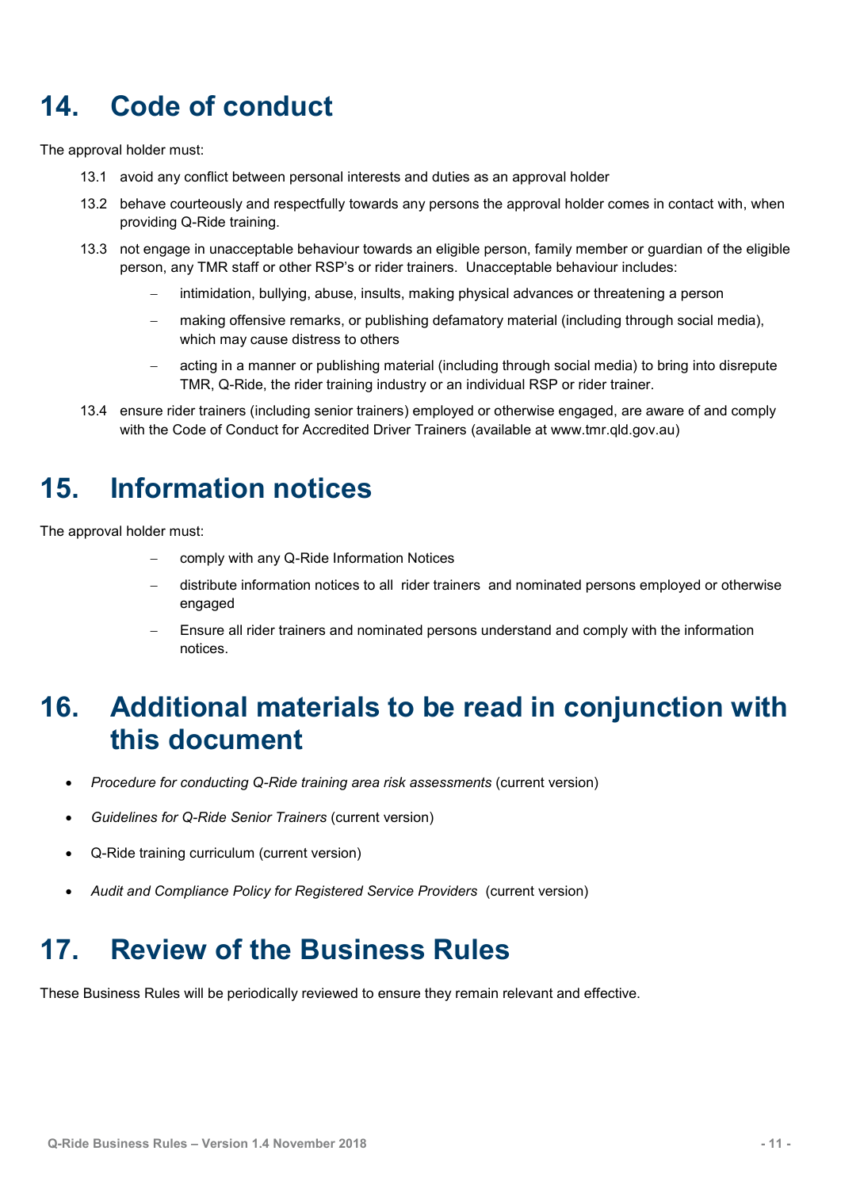# 14. Code of conduct

The approval holder must:

13.1 avoid any conflict between personal interests and duties as an approval holder

13.2 behave courteously and respectfully towards any persons the approval holder comes in contact with, when providing Q-Ride training.

13.3 not engage in unacceptable behaviour towards an eligible person, family member or guardian of the eligible person, any TMR staff or other RSP's or rider trainers. Unacceptable behaviour includes:

- intimidation, bullying, abuse, insults, making physical advances or threatening a person
- making offensive remarks, or publishing defamatory material (including through social media), which may cause distress to others
- acting in a manner or publishing material (including through social media) to bring into disrepute TMR, Q-Ride, the rider training industry or an individual RSP or rider trainer.

13.4 ensure rider trainers (including senior trainers) employed or otherwise engaged, are aware of and comply with the Code of Conduct for Accredited Driver Trainers (available at www.tmr.qld.gov.au)

# 15. Information notices

The approval holder must:

- comply with any Q-Ride Information Notices
- distribute information notices to all rider trainers and nominated persons employed or otherwise engaged
- Ensure all rider trainers and nominated persons understand and comply with the information notices.

# 16. Additional materials to be read in conjunction with this document

- *Procedure for conducting Q-Ride training area risk assessments* (current version)
- *Guidelines for Q-Ride Senior Trainers* (current version)
- Q-Ride training curriculum (current version)
- *Audit and Compliance Policy for Registered Service Providers* (current version)

# 17. Review of the Business Rules

These Business Rules will be periodically reviewed to ensure they remain relevant and effective.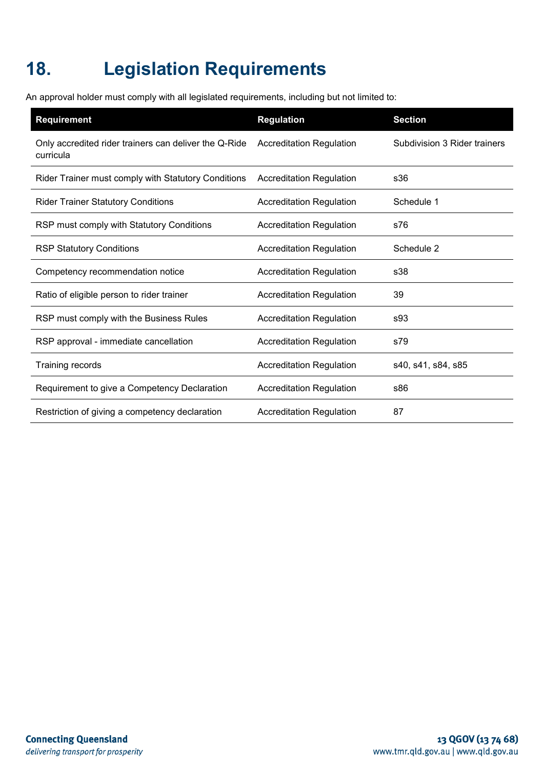# 18. Legislation Requirements

An approval holder must comply with all legislated requirements, including but not limited to:

| Requirement | Regulation | Section |
|---|---|---|
| Only accredited rider trainers can deliver the Q-Ride curricula | Accreditation Regulation | Subdivision 3 Rider trainers |
| Rider Trainer must comply with Statutory Conditions | Accreditation Regulation | s36 |
| Rider Trainer Statutory Conditions | Accreditation Regulation | Schedule 1 |
| RSP must comply with Statutory Conditions | Accreditation Regulation | s76 |
| RSP Statutory Conditions | Accreditation Regulation | Schedule 2 |
| Competency recommendation notice | Accreditation Regulation | s38 |
| Ratio of eligible person to rider trainer | Accreditation Regulation | 39 |
| RSP must comply with the Business Rules | Accreditation Regulation | s93 |
| RSP approval - immediate cancellation | Accreditation Regulation | s79 |
| Training records | Accreditation Regulation | s40, s41, s84, s85 |
| Requirement to give a Competency Declaration | Accreditation Regulation | s86 |
| Restriction of giving a competency declaration | Accreditation Regulation | 87 |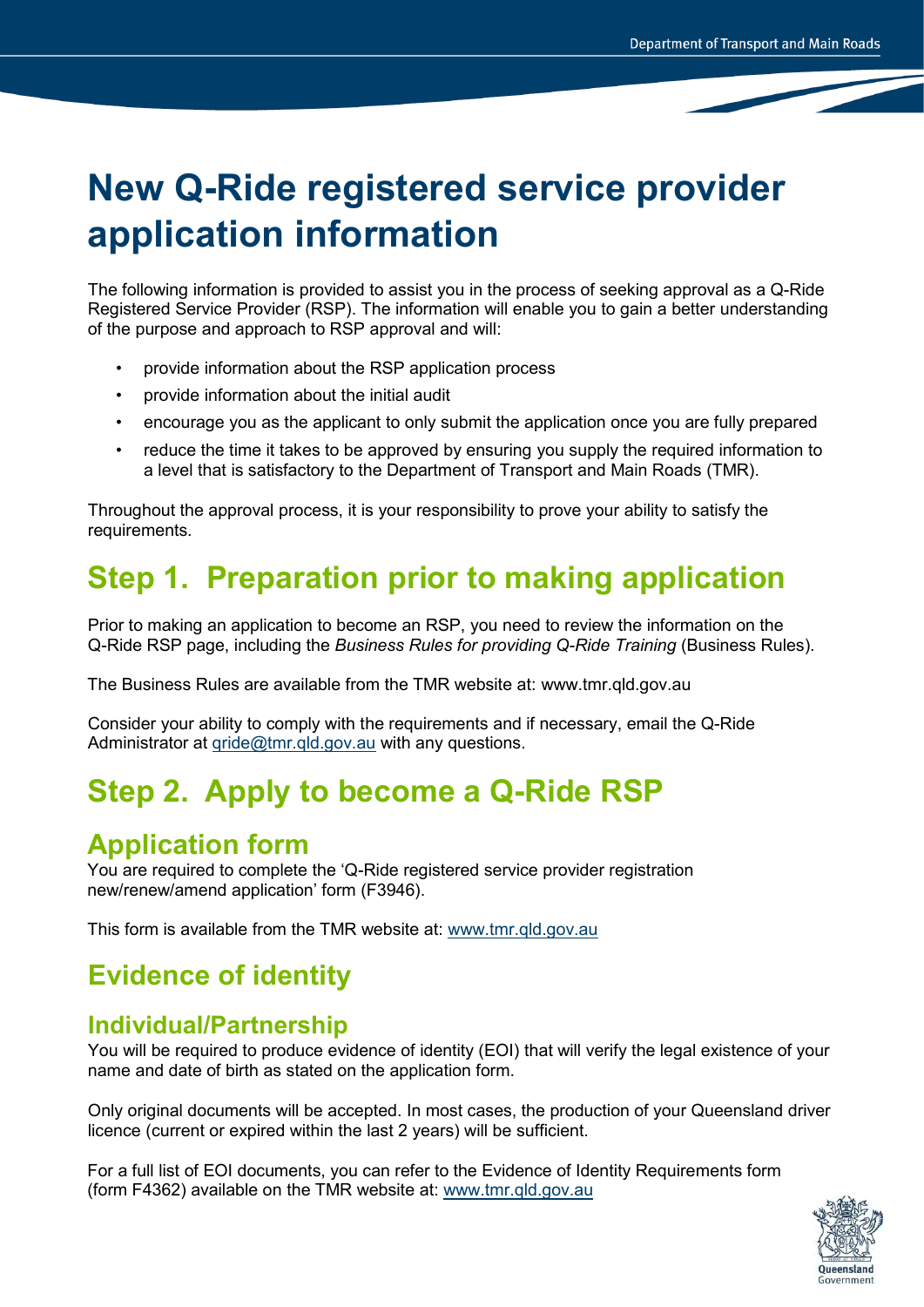# New Q-Ride registered service provider application information

The following information is provided to assist you in the process of seeking approval as a Q-Ride Registered Service Provider (RSP). The information will enable you to gain a better understanding of the purpose and approach to RSP approval and will:

- provide information about the RSP application process
- provide information about the initial audit
- encourage you as the applicant to only submit the application once you are fully prepared
- reduce the time it takes to be approved by ensuring you supply the required information to a level that is satisfactory to the Department of Transport and Main Roads (TMR).

Throughout the approval process, it is your responsibility to prove your ability to satisfy the requirements.

## Step 1. Preparation prior to making application

Prior to making an application to become an RSP, you need to review the information on the Q-Ride RSP page, including the *Business Rules for providing Q-Ride Training* (Business Rules).

The Business Rules are available from the TMR website at: www.tmr.qld.gov.au

Consider your ability to comply with the requirements and if necessary, email the Q-Ride Administrator at qride@tmr.qld.gov.au with any questions.

## Step 2. Apply to become a Q-Ride RSP

### Application form

You are required to complete the 'Q-Ride registered service provider registration new/renew/amend application' form (F3946).

This form is available from the TMR website at: www.tmr.qld.gov.au

### Evidence of identity

#### Individual/Partnership

You will be required to produce evidence of identity (EOI) that will verify the legal existence of your name and date of birth as stated on the application form.

Only original documents will be accepted. In most cases, the production of your Queensland driver licence (current or expired within the last 2 years) will be sufficient.

For a full list of EOI documents, you can refer to the Evidence of Identity Requirements form (form F4362) available on the TMR website at: www.tmr.qld.gov.au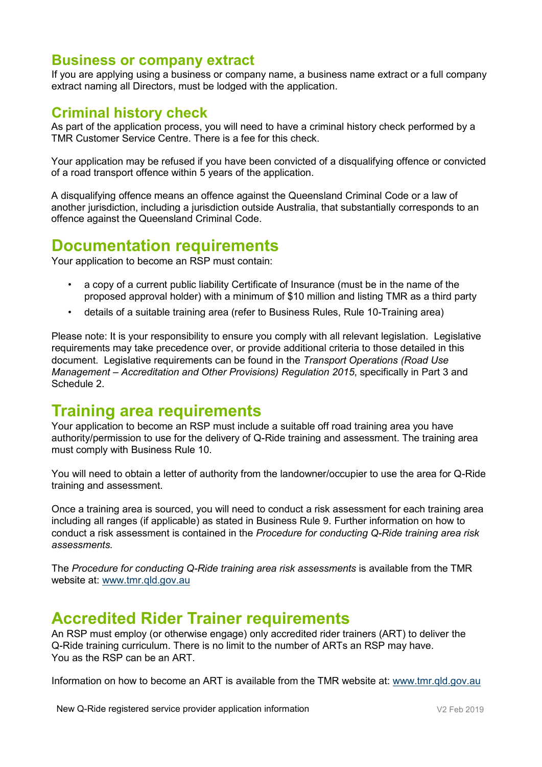## Business or company extract

If you are applying using a business or company name, a business name extract or a full company extract naming all Directors, must be lodged with the application.

## Criminal history check

As part of the application process, you will need to have a criminal history check performed by a TMR Customer Service Centre. There is a fee for this check.

Your application may be refused if you have been convicted of a disqualifying offence or convicted of a road transport offence within 5 years of the application.

A disqualifying offence means an offence against the Queensland Criminal Code or a law of another jurisdiction, including a jurisdiction outside Australia, that substantially corresponds to an offence against the Queensland Criminal Code.

# Documentation requirements

Your application to become an RSP must contain:

- a copy of a current public liability Certificate of Insurance (must be in the name of the proposed approval holder) with a minimum of $10 million and listing TMR as a third party
- details of a suitable training area (refer to Business Rules, Rule 10-Training area)

Please note: It is your responsibility to ensure you comply with all relevant legislation. Legislative requirements may take precedence over, or provide additional criteria to those detailed in this document. Legislative requirements can be found in the *Transport Operations (Road Use Management – Accreditation and Other Provisions) Regulation 2015*, specifically in Part 3 and Schedule 2.

# Training area requirements

Your application to become an RSP must include a suitable off road training area you have authority/permission to use for the delivery of Q-Ride training and assessment. The training area must comply with Business Rule 10.

You will need to obtain a letter of authority from the landowner/occupier to use the area for Q-Ride training and assessment.

Once a training area is sourced, you will need to conduct a risk assessment for each training area including all ranges (if applicable) as stated in Business Rule 9. Further information on how to conduct a risk assessment is contained in the *Procedure for conducting Q-Ride training area risk assessments.*

The *Procedure for conducting Q-Ride training area risk assessments* is available from the TMR website at: www.tmr.qld.gov.au

# Accredited Rider Trainer requirements

An RSP must employ (or otherwise engage) only accredited rider trainers (ART) to deliver the Q-Ride training curriculum. There is no limit to the number of ARTs an RSP may have. You as the RSP can be an ART.

Information on how to become an ART is available from the TMR website at: www.tmr.qld.gov.au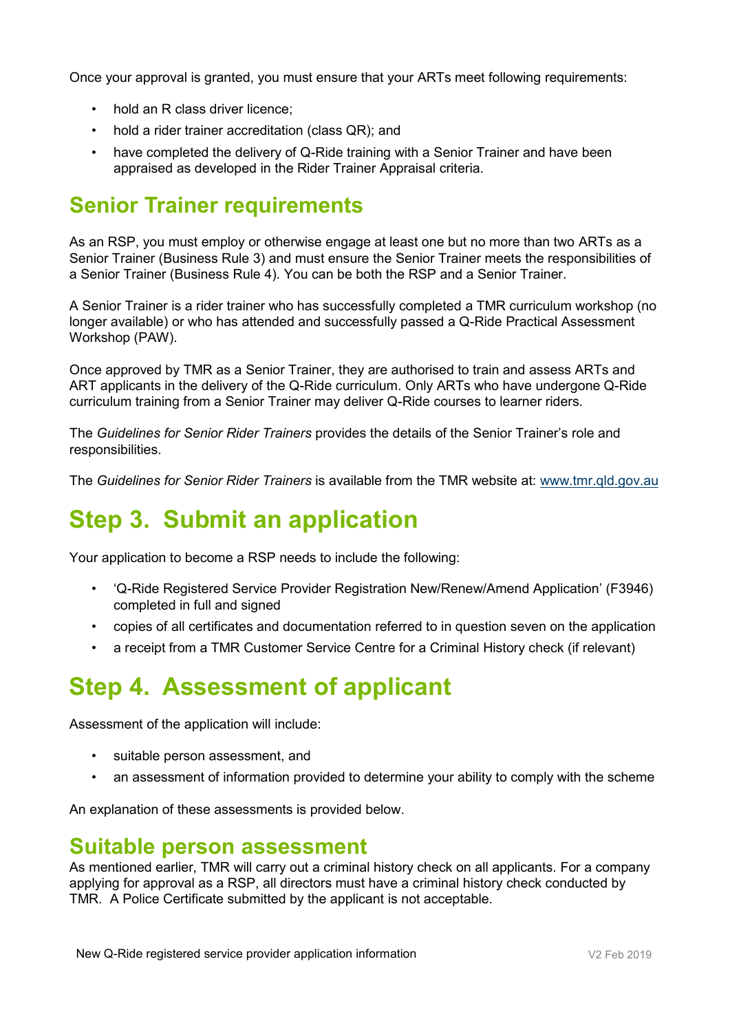Once your approval is granted, you must ensure that your ARTs meet following requirements:

- hold an R class driver licence;
- hold a rider trainer accreditation (class QR); and
- have completed the delivery of Q-Ride training with a Senior Trainer and have been appraised as developed in the Rider Trainer Appraisal criteria.

## Senior Trainer requirements

As an RSP, you must employ or otherwise engage at least one but no more than two ARTs as a Senior Trainer (Business Rule 3) and must ensure the Senior Trainer meets the responsibilities of a Senior Trainer (Business Rule 4). You can be both the RSP and a Senior Trainer.

A Senior Trainer is a rider trainer who has successfully completed a TMR curriculum workshop (no longer available) or who has attended and successfully passed a Q-Ride Practical Assessment Workshop (PAW).

Once approved by TMR as a Senior Trainer, they are authorised to train and assess ARTs and ART applicants in the delivery of the Q-Ride curriculum. Only ARTs who have undergone Q-Ride curriculum training from a Senior Trainer may deliver Q-Ride courses to learner riders.

The *Guidelines for Senior Rider Trainers* provides the details of the Senior Trainer's role and responsibilities.

The *Guidelines for Senior Rider Trainers* is available from the TMR website at: www.tmr.qld.gov.au

# Step 3. Submit an application

Your application to become a RSP needs to include the following:

- 'Q-Ride Registered Service Provider Registration New/Renew/Amend Application' (F3946) completed in full and signed
- copies of all certificates and documentation referred to in question seven on the application
- a receipt from a TMR Customer Service Centre for a Criminal History check (if relevant)

# Step 4. Assessment of applicant

Assessment of the application will include:

- suitable person assessment, and
- an assessment of information provided to determine your ability to comply with the scheme

An explanation of these assessments is provided below.

## Suitable person assessment

As mentioned earlier, TMR will carry out a criminal history check on all applicants. For a company applying for approval as a RSP, all directors must have a criminal history check conducted by TMR. A Police Certificate submitted by the applicant is not acceptable.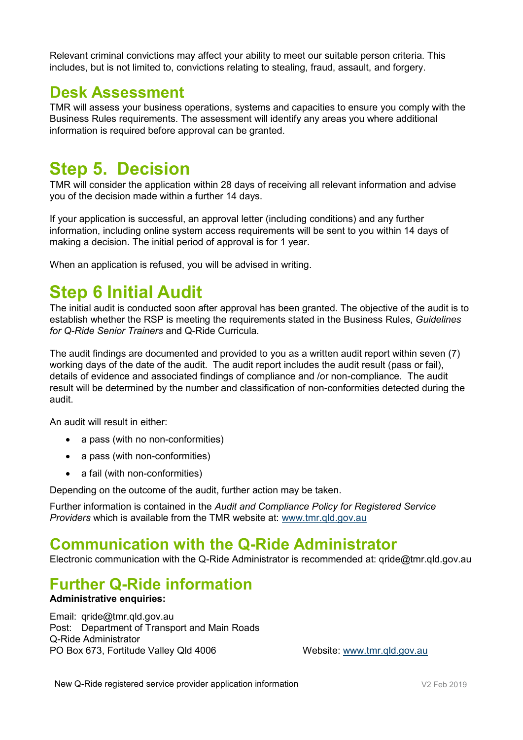Relevant criminal convictions may affect your ability to meet our suitable person criteria. This includes, but is not limited to, convictions relating to stealing, fraud, assault, and forgery.

## Desk Assessment

TMR will assess your business operations, systems and capacities to ensure you comply with the Business Rules requirements. The assessment will identify any areas you where additional information is required before approval can be granted.

# Step 5. Decision

TMR will consider the application within 28 days of receiving all relevant information and advise you of the decision made within a further 14 days.

If your application is successful, an approval letter (including conditions) and any further information, including online system access requirements will be sent to you within 14 days of making a decision. The initial period of approval is for 1 year.

When an application is refused, you will be advised in writing.

# Step 6 Initial Audit

The initial audit is conducted soon after approval has been granted. The objective of the audit is to establish whether the RSP is meeting the requirements stated in the Business Rules, *Guidelines for Q-Ride Senior Trainers* and Q-Ride Curricula.

The audit findings are documented and provided to you as a written audit report within seven (7) working days of the date of the audit. The audit report includes the audit result (pass or fail), details of evidence and associated findings of compliance and /or non-compliance. The audit result will be determined by the number and classification of non-conformities detected during the audit.

An audit will result in either:

- a pass (with no non-conformities)
- a pass (with non-conformities)
- a fail (with non-conformities)

Depending on the outcome of the audit, further action may be taken.

Further information is contained in the *Audit and Compliance Policy for Registered Service Providers* which is available from the TMR website at: www.tmr.qld.gov.au

## Communication with the Q-Ride Administrator

Electronic communication with the Q-Ride Administrator is recommended at: qride@tmr.qld.gov.au

## Further Q-Ride information

**Administrative enquiries:**

Email: qride@tmr.qld.gov.au
Post: Department of Transport and Main Roads
Q-Ride Administrator
PO Box 673, Fortitude Valley Qld 4006

Website: www.tmr.qld.gov.au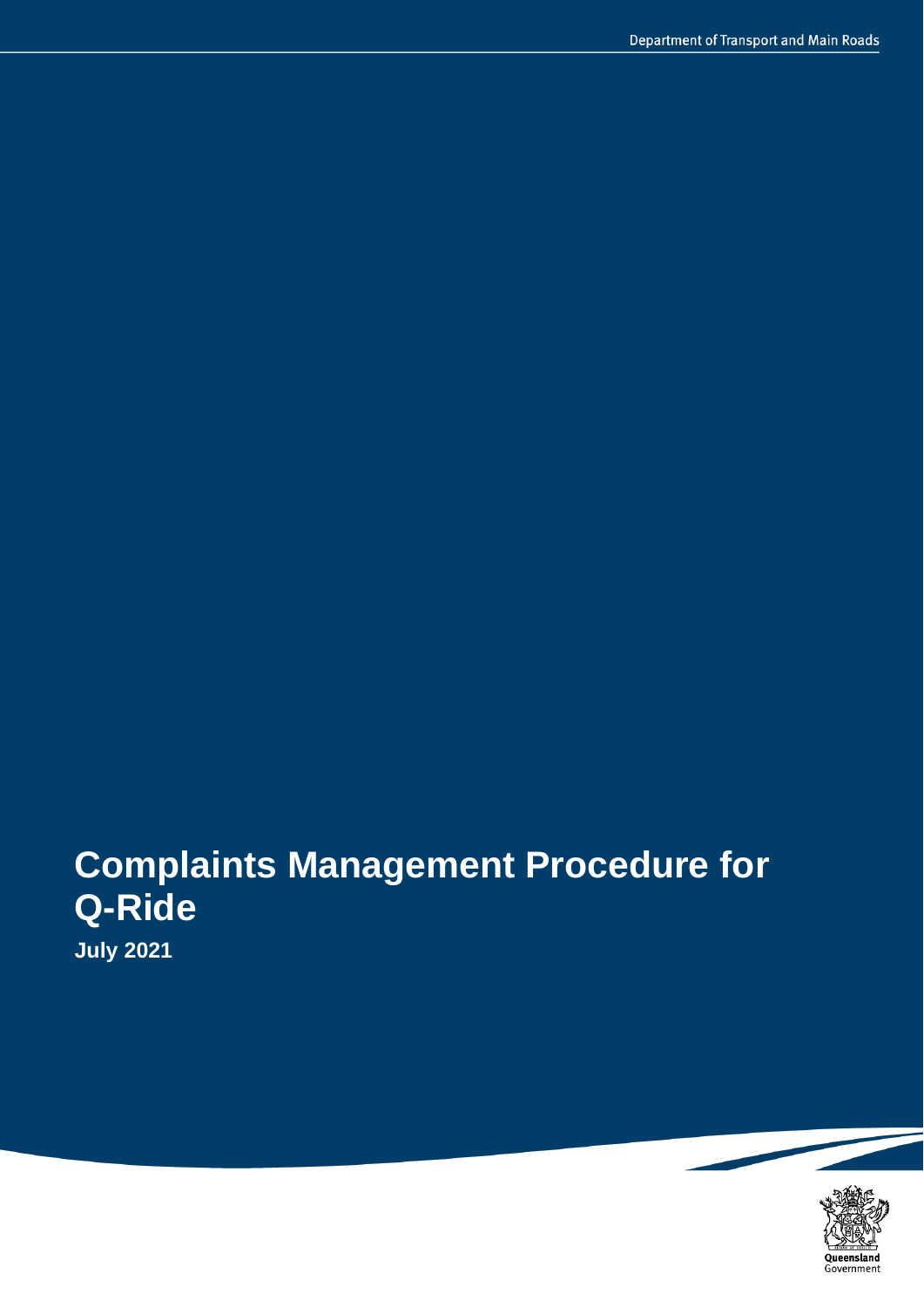# Complaints Management Procedure for Q-Ride

**July 2021**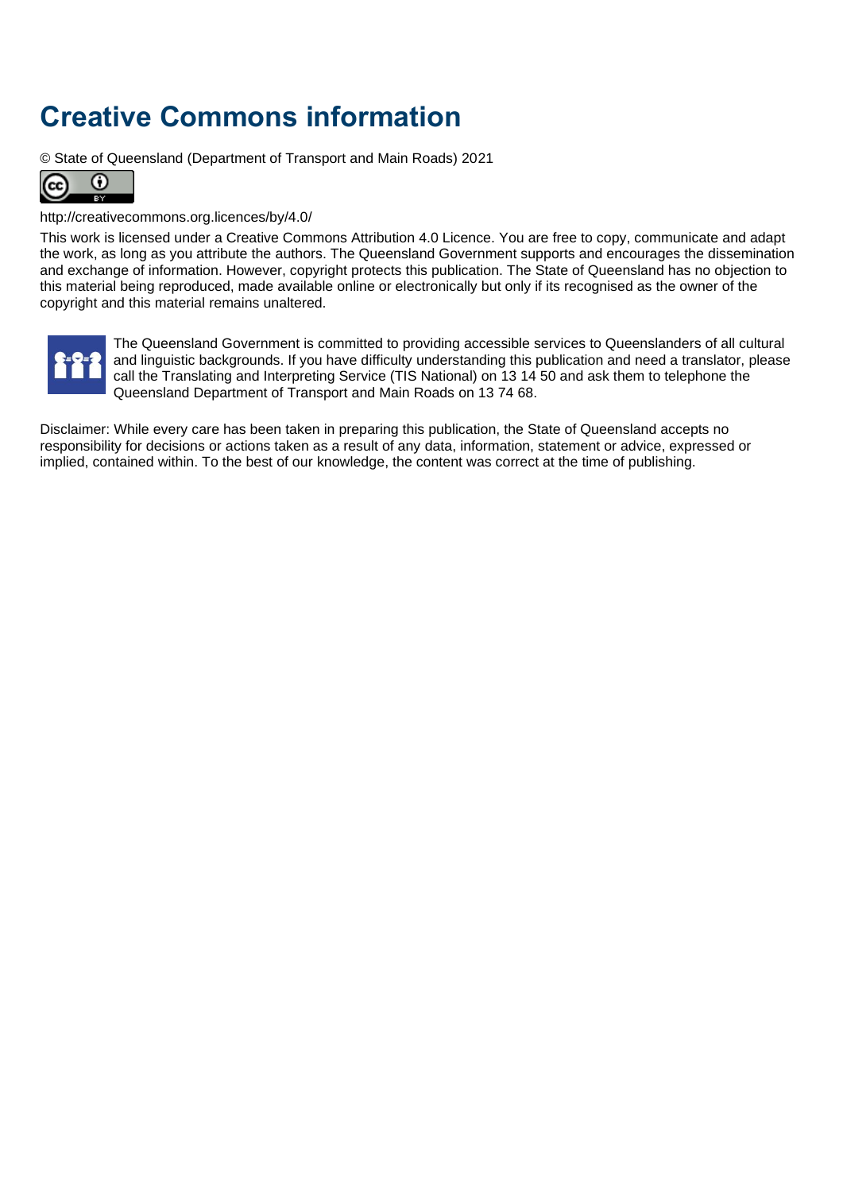# Creative Commons information

© State of Queensland (Department of Transport and Main Roads) 2021

http://creativecommons.org.licences/by/4.0/

This work is licensed under a Creative Commons Attribution 4.0 Licence. You are free to copy, communicate and adapt the work, as long as you attribute the authors. The Queensland Government supports and encourages the dissemination and exchange of information. However, copyright protects this publication. The State of Queensland has no objection to this material being reproduced, made available online or electronically but only if its recognised as the owner of the copyright and this material remains unaltered.

The Queensland Government is committed to providing accessible services to Queenslanders of all cultural and linguistic backgrounds. If you have difficulty understanding this publication and need a translator, please call the Translating and Interpreting Service (TIS National) on 13 14 50 and ask them to telephone the Queensland Department of Transport and Main Roads on 13 74 68.

Disclaimer: While every care has been taken in preparing this publication, the State of Queensland accepts no responsibility for decisions or actions taken as a result of any data, information, statement or advice, expressed or implied, contained within. To the best of our knowledge, the content was correct at the time of publishing.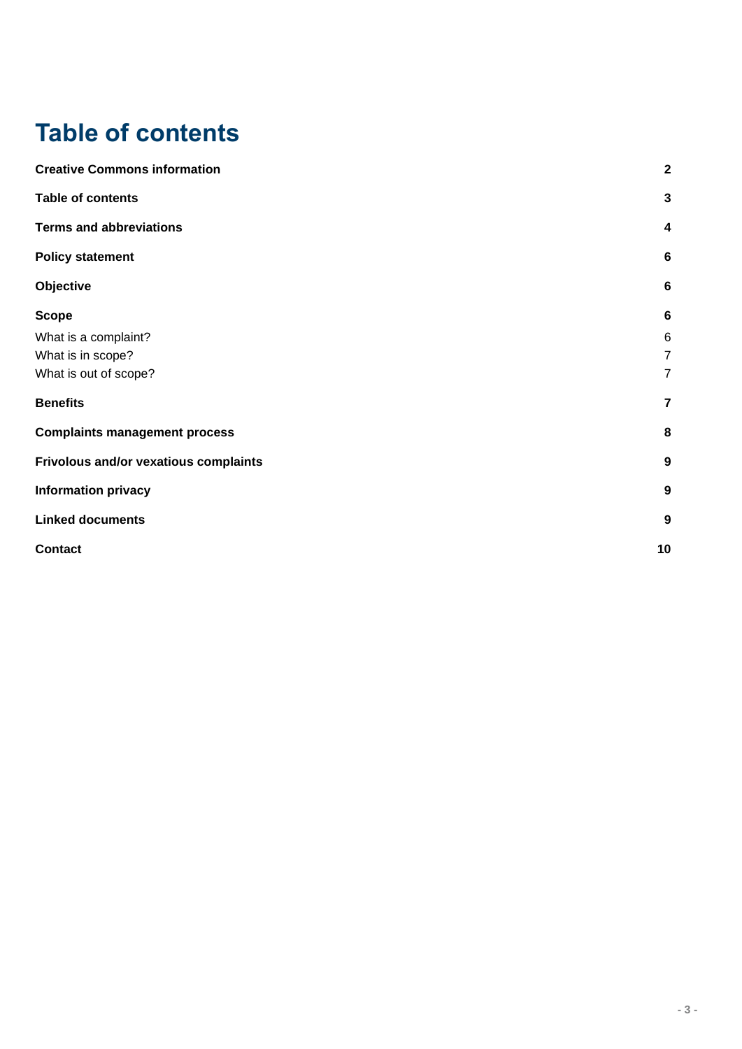# Table of contents

| | |
|---|---|
| **Creative Commons information** | **2** |
| **Table of contents** | **3** |
| **Terms and abbreviations** | **4** |
| **Policy statement** | **6** |
| **Objective** | **6** |
| **Scope** | **6** |
| What is a complaint? | 6 |
| What is in scope? | 7 |
| What is out of scope? | 7 |
| **Benefits** | **7** |
| **Complaints management process** | **8** |
| **Frivolous and/or vexatious complaints** | **9** |
| **Information privacy** | **9** |
| **Linked documents** | **9** |
| **Contact** | **10** |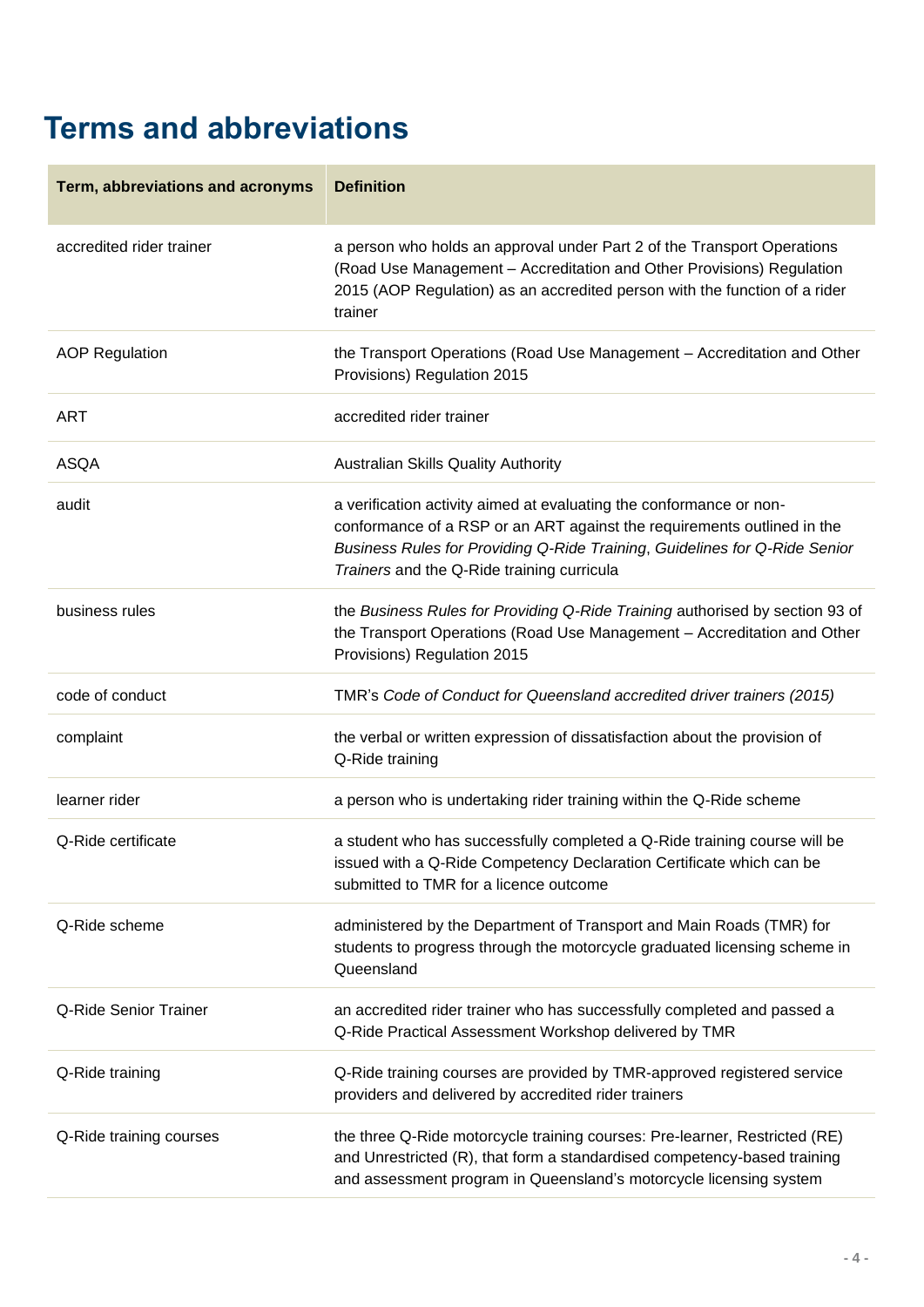# Terms and abbreviations

| Term, abbreviations and acronyms | Definition |
|---|---|
| accredited rider trainer | a person who holds an approval under Part 2 of the Transport Operations (Road Use Management – Accreditation and Other Provisions) Regulation 2015 (AOP Regulation) as an accredited person with the function of a rider trainer |
| AOP Regulation | the Transport Operations (Road Use Management – Accreditation and Other Provisions) Regulation 2015 |
| ART | accredited rider trainer |
| ASQA | Australian Skills Quality Authority |
| audit | a verification activity aimed at evaluating the conformance or non-conformance of a RSP or an ART against the requirements outlined in the *Business Rules for Providing Q-Ride Training*, *Guidelines for Q-Ride Senior Trainers* and the Q-Ride training curricula |
| business rules | the *Business Rules for Providing Q-Ride Training* authorised by section 93 of the Transport Operations (Road Use Management – Accreditation and Other Provisions) Regulation 2015 |
| code of conduct | TMR's *Code of Conduct for Queensland accredited driver trainers (2015)* |
| complaint | the verbal or written expression of dissatisfaction about the provision of Q-Ride training |
| learner rider | a person who is undertaking rider training within the Q-Ride scheme |
| Q-Ride certificate | a student who has successfully completed a Q-Ride training course will be issued with a Q-Ride Competency Declaration Certificate which can be submitted to TMR for a licence outcome |
| Q-Ride scheme | administered by the Department of Transport and Main Roads (TMR) for students to progress through the motorcycle graduated licensing scheme in Queensland |
| Q-Ride Senior Trainer | an accredited rider trainer who has successfully completed and passed a Q-Ride Practical Assessment Workshop delivered by TMR |
| Q-Ride training | Q-Ride training courses are provided by TMR-approved registered service providers and delivered by accredited rider trainers |
| Q-Ride training courses | the three Q-Ride motorcycle training courses: Pre-learner, Restricted (RE) and Unrestricted (R), that form a standardised competency-based training and assessment program in Queensland's motorcycle licensing system |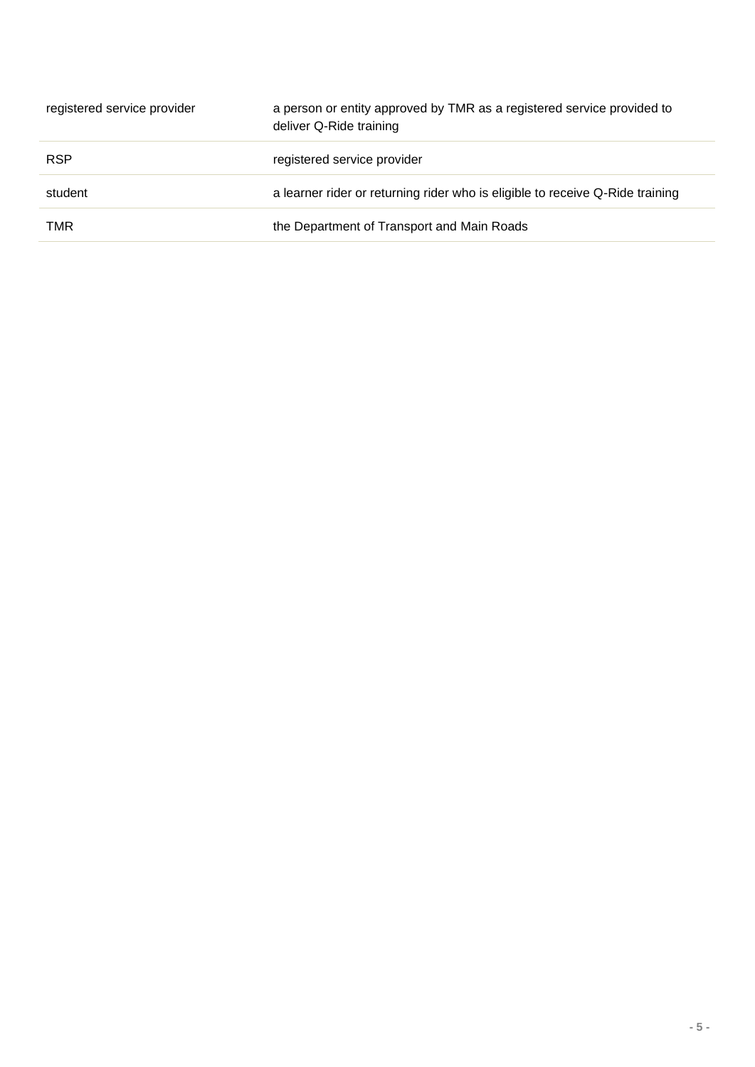| | |
|---|---|
| registered service provider | a person or entity approved by TMR as a registered service provided to deliver Q-Ride training |
| RSP | registered service provider |
| student | a learner rider or returning rider who is eligible to receive Q-Ride training |
| TMR | the Department of Transport and Main Roads |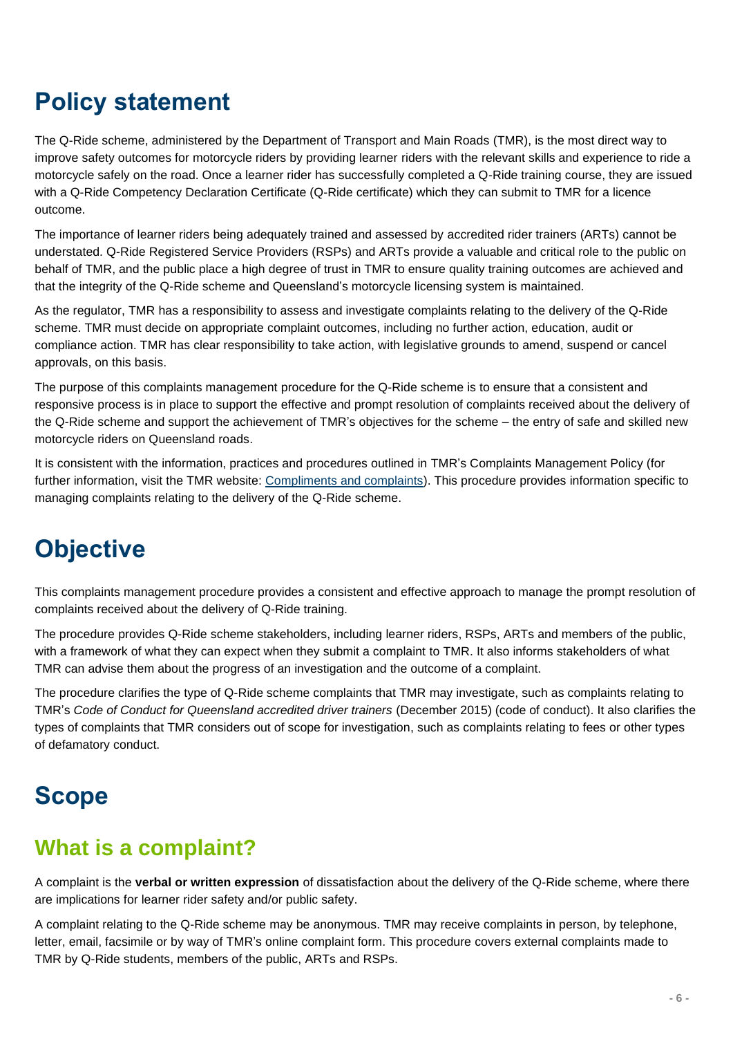# Policy statement

The Q-Ride scheme, administered by the Department of Transport and Main Roads (TMR), is the most direct way to improve safety outcomes for motorcycle riders by providing learner riders with the relevant skills and experience to ride a motorcycle safely on the road. Once a learner rider has successfully completed a Q-Ride training course, they are issued with a Q-Ride Competency Declaration Certificate (Q-Ride certificate) which they can submit to TMR for a licence outcome.

The importance of learner riders being adequately trained and assessed by accredited rider trainers (ARTs) cannot be understated. Q-Ride Registered Service Providers (RSPs) and ARTs provide a valuable and critical role to the public on behalf of TMR, and the public place a high degree of trust in TMR to ensure quality training outcomes are achieved and that the integrity of the Q-Ride scheme and Queensland's motorcycle licensing system is maintained.

As the regulator, TMR has a responsibility to assess and investigate complaints relating to the delivery of the Q-Ride scheme. TMR must decide on appropriate complaint outcomes, including no further action, education, audit or compliance action. TMR has clear responsibility to take action, with legislative grounds to amend, suspend or cancel approvals, on this basis.

The purpose of this complaints management procedure for the Q-Ride scheme is to ensure that a consistent and responsive process is in place to support the effective and prompt resolution of complaints received about the delivery of the Q-Ride scheme and support the achievement of TMR's objectives for the scheme – the entry of safe and skilled new motorcycle riders on Queensland roads.

It is consistent with the information, practices and procedures outlined in TMR's Complaints Management Policy (for further information, visit the TMR website: Compliments and complaints). This procedure provides information specific to managing complaints relating to the delivery of the Q-Ride scheme.

# Objective

This complaints management procedure provides a consistent and effective approach to manage the prompt resolution of complaints received about the delivery of Q-Ride training.

The procedure provides Q-Ride scheme stakeholders, including learner riders, RSPs, ARTs and members of the public, with a framework of what they can expect when they submit a complaint to TMR. It also informs stakeholders of what TMR can advise them about the progress of an investigation and the outcome of a complaint.

The procedure clarifies the type of Q-Ride scheme complaints that TMR may investigate, such as complaints relating to TMR's *Code of Conduct for Queensland accredited driver trainers* (December 2015) (code of conduct). It also clarifies the types of complaints that TMR considers out of scope for investigation, such as complaints relating to fees or other types of defamatory conduct.

# Scope

## What is a complaint?

A complaint is the **verbal or written expression** of dissatisfaction about the delivery of the Q-Ride scheme, where there are implications for learner rider safety and/or public safety.

A complaint relating to the Q-Ride scheme may be anonymous. TMR may receive complaints in person, by telephone, letter, email, facsimile or by way of TMR's online complaint form. This procedure covers external complaints made to TMR by Q-Ride students, members of the public, ARTs and RSPs.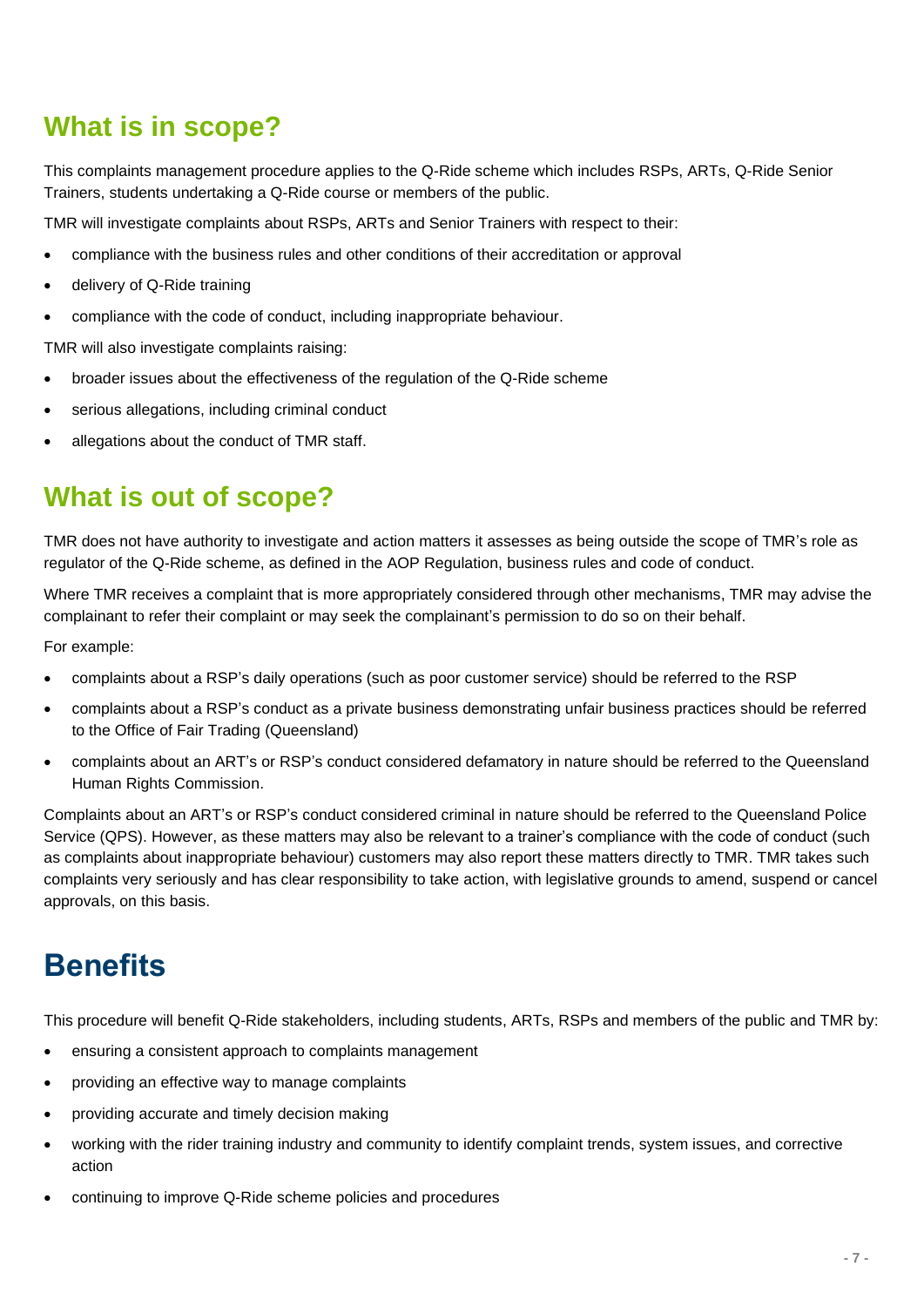## What is in scope?

This complaints management procedure applies to the Q-Ride scheme which includes RSPs, ARTs, Q-Ride Senior Trainers, students undertaking a Q-Ride course or members of the public.

TMR will investigate complaints about RSPs, ARTs and Senior Trainers with respect to their:

- compliance with the business rules and other conditions of their accreditation or approval
- delivery of Q-Ride training
- compliance with the code of conduct, including inappropriate behaviour.

TMR will also investigate complaints raising:

- broader issues about the effectiveness of the regulation of the Q-Ride scheme
- serious allegations, including criminal conduct
- allegations about the conduct of TMR staff.

## What is out of scope?

TMR does not have authority to investigate and action matters it assesses as being outside the scope of TMR's role as regulator of the Q-Ride scheme, as defined in the AOP Regulation, business rules and code of conduct.

Where TMR receives a complaint that is more appropriately considered through other mechanisms, TMR may advise the complainant to refer their complaint or may seek the complainant's permission to do so on their behalf.

For example:

- complaints about a RSP's daily operations (such as poor customer service) should be referred to the RSP
- complaints about a RSP's conduct as a private business demonstrating unfair business practices should be referred to the Office of Fair Trading (Queensland)
- complaints about an ART's or RSP's conduct considered defamatory in nature should be referred to the Queensland Human Rights Commission.

Complaints about an ART's or RSP's conduct considered criminal in nature should be referred to the Queensland Police Service (QPS). However, as these matters may also be relevant to a trainer's compliance with the code of conduct (such as complaints about inappropriate behaviour) customers may also report these matters directly to TMR. TMR takes such complaints very seriously and has clear responsibility to take action, with legislative grounds to amend, suspend or cancel approvals, on this basis.

# Benefits

This procedure will benefit Q-Ride stakeholders, including students, ARTs, RSPs and members of the public and TMR by:

- ensuring a consistent approach to complaints management
- providing an effective way to manage complaints
- providing accurate and timely decision making
- working with the rider training industry and community to identify complaint trends, system issues, and corrective action
- continuing to improve Q-Ride scheme policies and procedures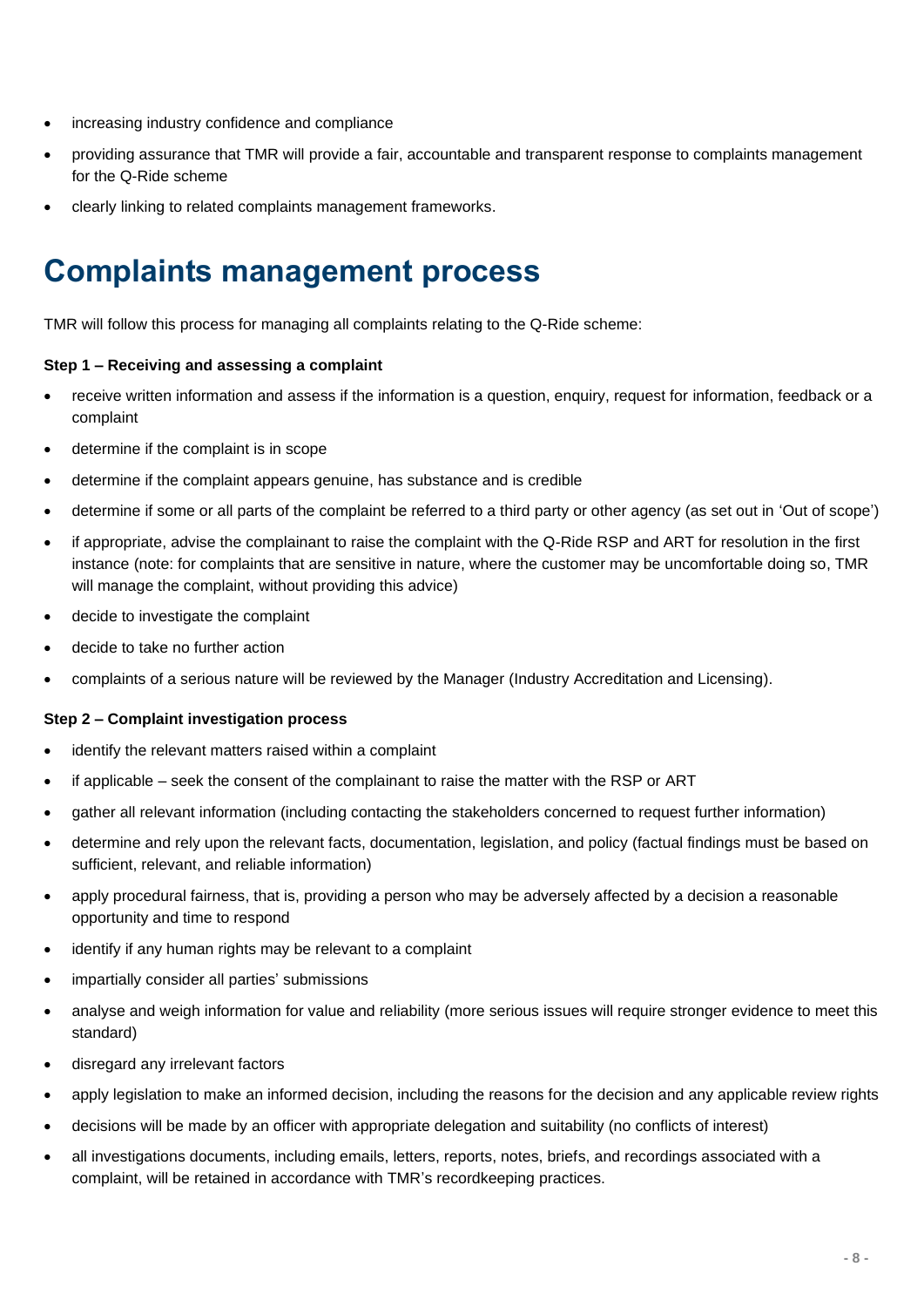- increasing industry confidence and compliance
- providing assurance that TMR will provide a fair, accountable and transparent response to complaints management for the Q-Ride scheme
- clearly linking to related complaints management frameworks.

# Complaints management process

TMR will follow this process for managing all complaints relating to the Q-Ride scheme:

**Step 1 – Receiving and assessing a complaint**

- receive written information and assess if the information is a question, enquiry, request for information, feedback or a complaint
- determine if the complaint is in scope
- determine if the complaint appears genuine, has substance and is credible
- determine if some or all parts of the complaint be referred to a third party or other agency (as set out in 'Out of scope')
- if appropriate, advise the complainant to raise the complaint with the Q-Ride RSP and ART for resolution in the first instance (note: for complaints that are sensitive in nature, where the customer may be uncomfortable doing so, TMR will manage the complaint, without providing this advice)
- decide to investigate the complaint
- decide to take no further action
- complaints of a serious nature will be reviewed by the Manager (Industry Accreditation and Licensing).

**Step 2 – Complaint investigation process**

- identify the relevant matters raised within a complaint
- if applicable – seek the consent of the complainant to raise the matter with the RSP or ART
- gather all relevant information (including contacting the stakeholders concerned to request further information)
- determine and rely upon the relevant facts, documentation, legislation, and policy (factual findings must be based on sufficient, relevant, and reliable information)
- apply procedural fairness, that is, providing a person who may be adversely affected by a decision a reasonable opportunity and time to respond
- identify if any human rights may be relevant to a complaint
- impartially consider all parties' submissions
- analyse and weigh information for value and reliability (more serious issues will require stronger evidence to meet this standard)
- disregard any irrelevant factors
- apply legislation to make an informed decision, including the reasons for the decision and any applicable review rights
- decisions will be made by an officer with appropriate delegation and suitability (no conflicts of interest)
- all investigations documents, including emails, letters, reports, notes, briefs, and recordings associated with a complaint, will be retained in accordance with TMR's recordkeeping practices.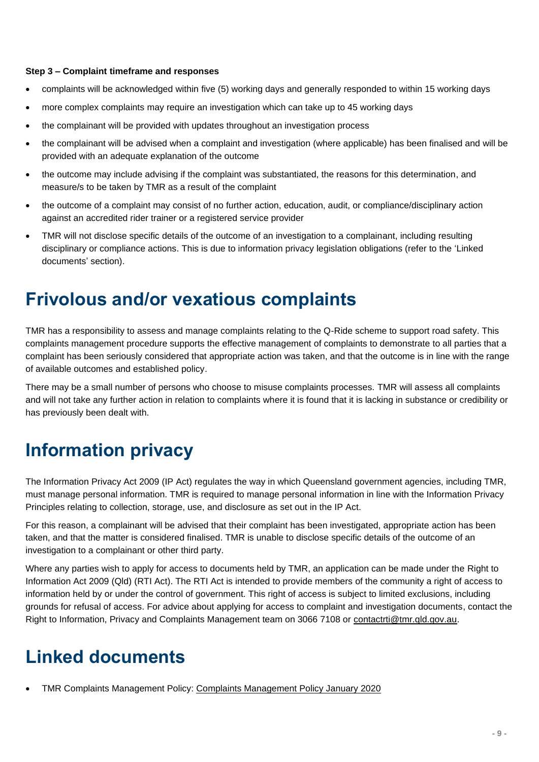**Step 3 – Complaint timeframe and responses**

- complaints will be acknowledged within five (5) working days and generally responded to within 15 working days
- more complex complaints may require an investigation which can take up to 45 working days
- the complainant will be provided with updates throughout an investigation process
- the complainant will be advised when a complaint and investigation (where applicable) has been finalised and will be provided with an adequate explanation of the outcome
- the outcome may include advising if the complaint was substantiated, the reasons for this determination, and measure/s to be taken by TMR as a result of the complaint
- the outcome of a complaint may consist of no further action, education, audit, or compliance/disciplinary action against an accredited rider trainer or a registered service provider
- TMR will not disclose specific details of the outcome of an investigation to a complainant, including resulting disciplinary or compliance actions. This is due to information privacy legislation obligations (refer to the 'Linked documents' section).

# Frivolous and/or vexatious complaints

TMR has a responsibility to assess and manage complaints relating to the Q-Ride scheme to support road safety. This complaints management procedure supports the effective management of complaints to demonstrate to all parties that a complaint has been seriously considered that appropriate action was taken, and that the outcome is in line with the range of available outcomes and established policy.

There may be a small number of persons who choose to misuse complaints processes. TMR will assess all complaints and will not take any further action in relation to complaints where it is found that it is lacking in substance or credibility or has previously been dealt with.

# Information privacy

The Information Privacy Act 2009 (IP Act) regulates the way in which Queensland government agencies, including TMR, must manage personal information. TMR is required to manage personal information in line with the Information Privacy Principles relating to collection, storage, use, and disclosure as set out in the IP Act.

For this reason, a complainant will be advised that their complaint has been investigated, appropriate action has been taken, and that the matter is considered finalised. TMR is unable to disclose specific details of the outcome of an investigation to a complainant or other third party.

Where any parties wish to apply for access to documents held by TMR, an application can be made under the Right to Information Act 2009 (Qld) (RTI Act). The RTI Act is intended to provide members of the community a right of access to information held by or under the control of government. This right of access is subject to limited exclusions, including grounds for refusal of access. For advice about applying for access to complaint and investigation documents, contact the Right to Information, Privacy and Complaints Management team on 3066 7108 or contactrti@tmr.qld.gov.au.

# Linked documents

- TMR Complaints Management Policy: Complaints Management Policy January 2020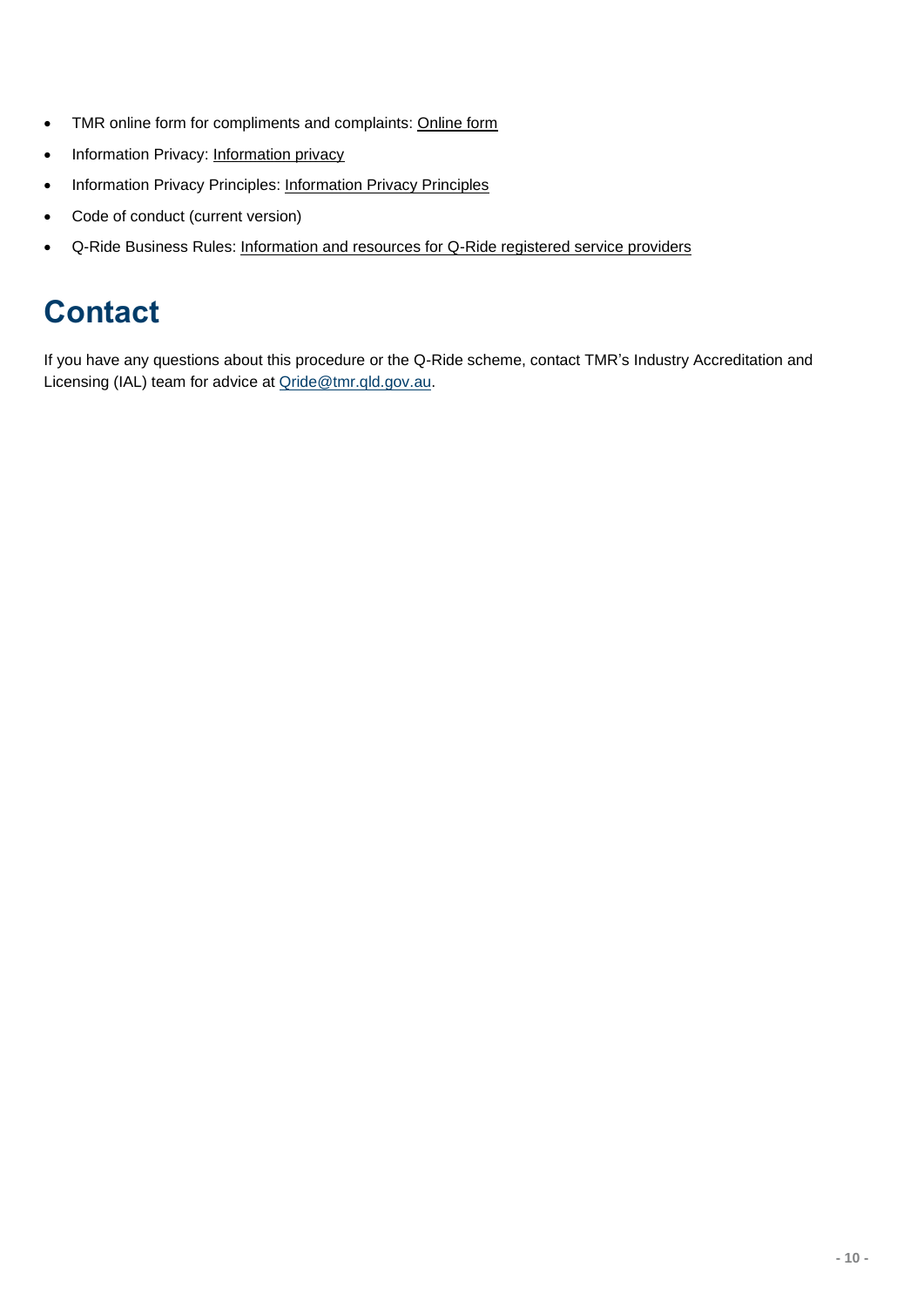- TMR online form for compliments and complaints: Online form
- Information Privacy: Information privacy
- Information Privacy Principles: Information Privacy Principles
- Code of conduct (current version)
- Q-Ride Business Rules: Information and resources for Q-Ride registered service providers

# Contact

If you have any questions about this procedure or the Q-Ride scheme, contact TMR's Industry Accreditation and Licensing (IAL) team for advice at Qride@tmr.qld.gov.au.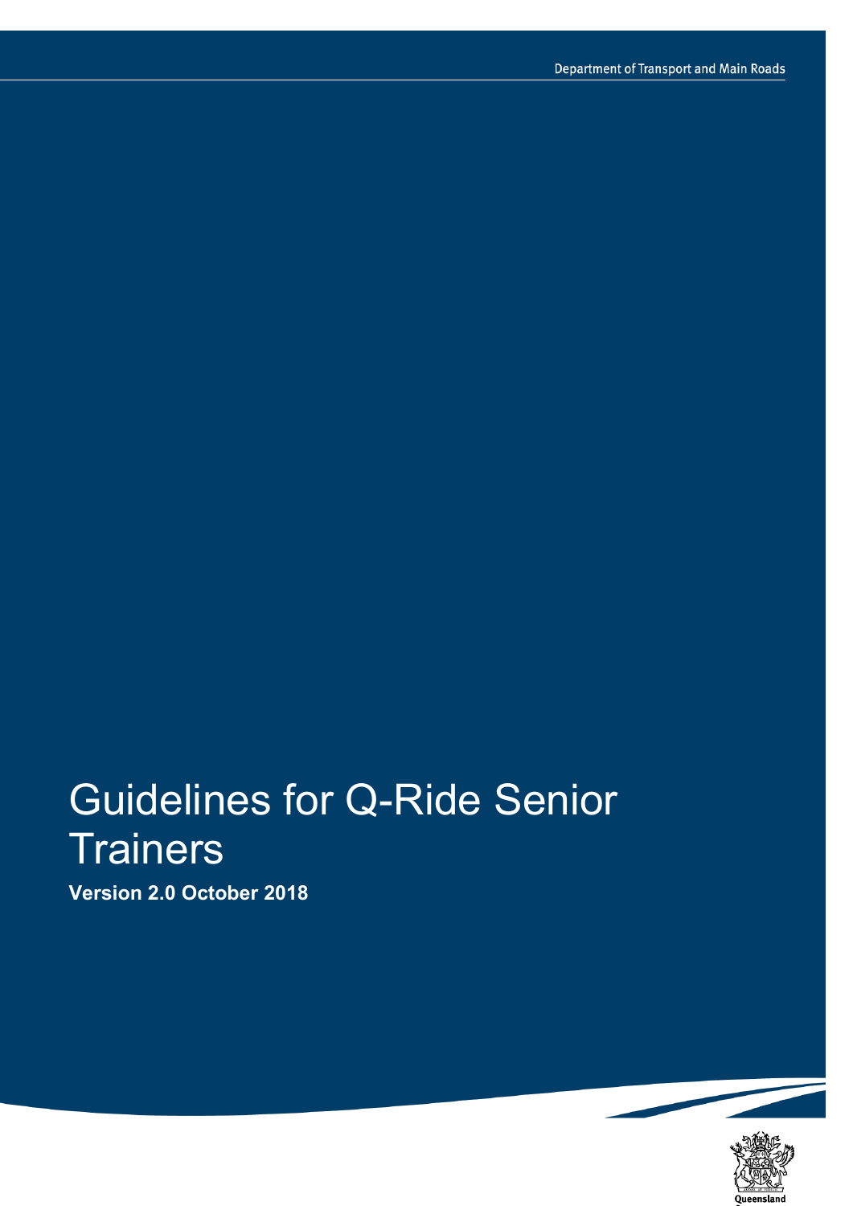Department of Transport and Main Roads

# Guidelines for Q-Ride Senior Trainers

**Version 2.0 October 2018**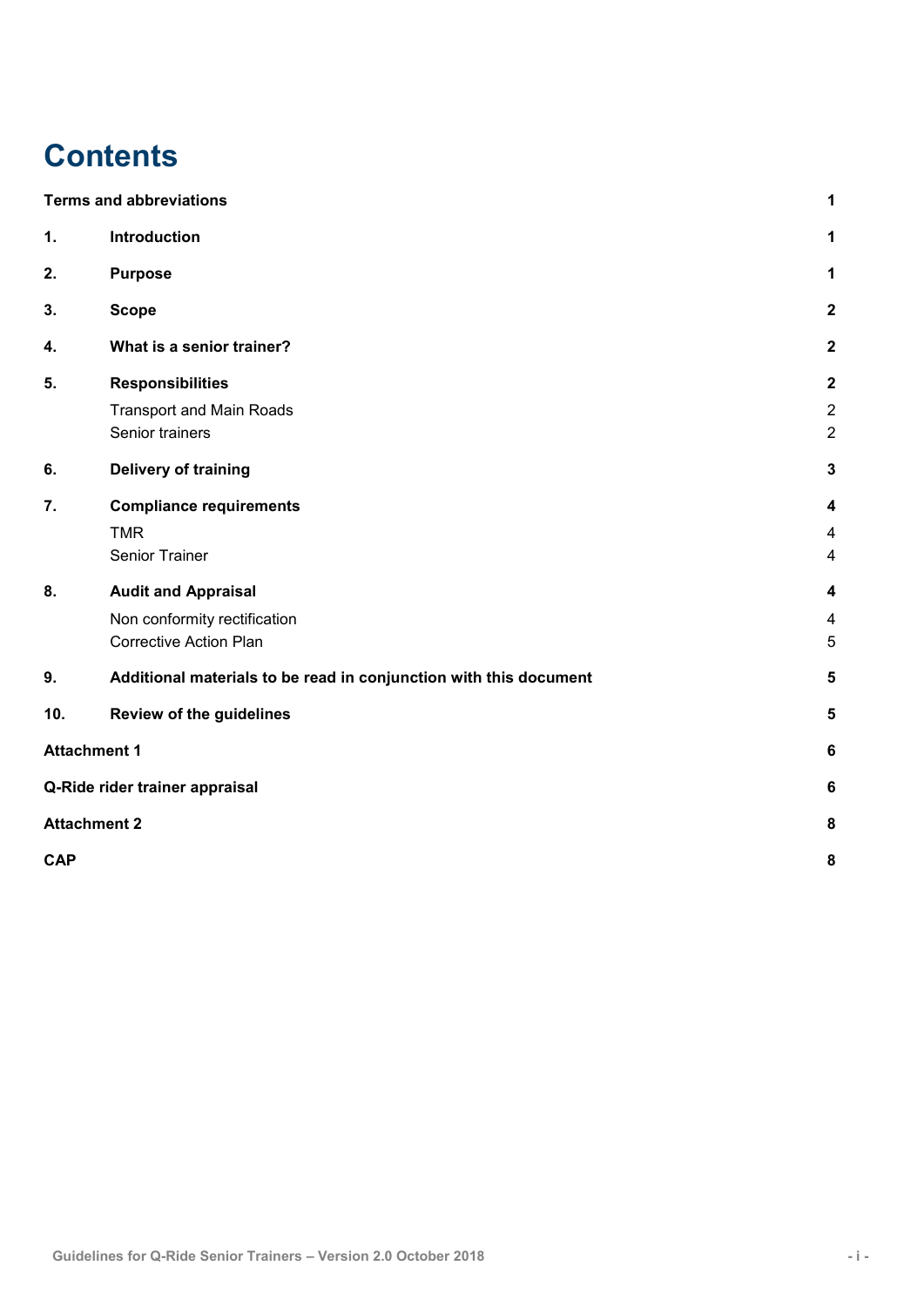# Contents

| | | |
|---|---|---|
| **Terms and abbreviations** | | **1** |
| **1.** | **Introduction** | **1** |
| **2.** | **Purpose** | **1** |
| **3.** | **Scope** | **2** |
| **4.** | **What is a senior trainer?** | **2** |
| **5.** | **Responsibilities** | **2** |
| | Transport and Main Roads | 2 |
| | Senior trainers | 2 |
| **6.** | **Delivery of training** | **3** |
| **7.** | **Compliance requirements** | **4** |
| | TMR | 4 |
| | Senior Trainer | 4 |
| **8.** | **Audit and Appraisal** | **4** |
| | Non conformity rectification | 4 |
| | Corrective Action Plan | 5 |
| **9.** | **Additional materials to be read in conjunction with this document** | **5** |
| **10.** | **Review of the guidelines** | **5** |
| **Attachment 1** | | **6** |
| **Q-Ride rider trainer appraisal** | | **6** |
| **Attachment 2** | | **8** |
| **CAP** | | **8** |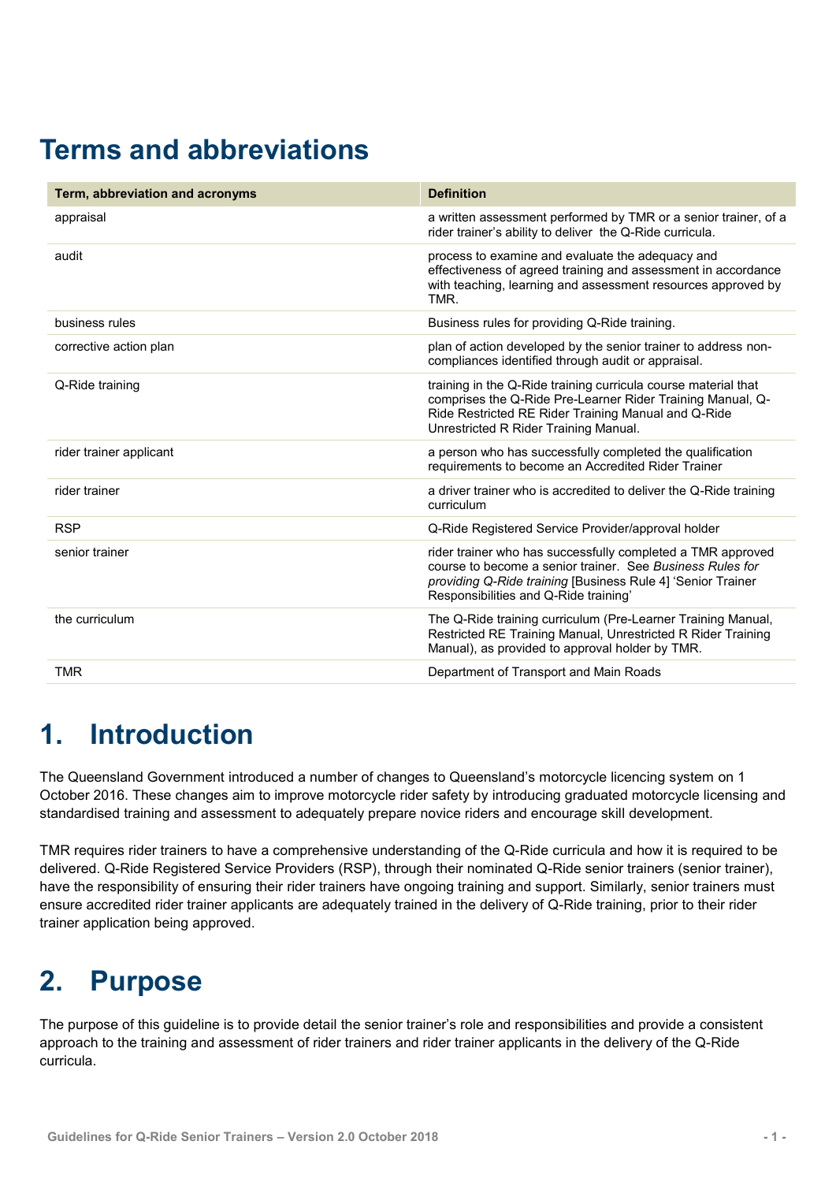# Terms and abbreviations

| Term, abbreviation and acronyms | Definition |
|---|---|
| appraisal | a written assessment performed by TMR or a senior trainer, of a rider trainer's ability to deliver the Q-Ride curricula. |
| audit | process to examine and evaluate the adequacy and effectiveness of agreed training and assessment in accordance with teaching, learning and assessment resources approved by TMR. |
| business rules | Business rules for providing Q-Ride training. |
| corrective action plan | plan of action developed by the senior trainer to address non-compliances identified through audit or appraisal. |
| Q-Ride training | training in the Q-Ride training curricula course material that comprises the Q-Ride Pre-Learner Rider Training Manual, Q-Ride Restricted RE Rider Training Manual and Q-Ride Unrestricted R Rider Training Manual. |
| rider trainer applicant | a person who has successfully completed the qualification requirements to become an Accredited Rider Trainer |
| rider trainer | a driver trainer who is accredited to deliver the Q-Ride training curriculum |
| RSP | Q-Ride Registered Service Provider/approval holder |
| senior trainer | rider trainer who has successfully completed a TMR approved course to become a senior trainer. See *Business Rules for providing Q-Ride training* [Business Rule 4] 'Senior Trainer Responsibilities and Q-Ride training' |
| the curriculum | The Q-Ride training curriculum (Pre-Learner Training Manual, Restricted RE Training Manual, Unrestricted R Rider Training Manual), as provided to approval holder by TMR. |
| TMR | Department of Transport and Main Roads |

# 1. Introduction

The Queensland Government introduced a number of changes to Queensland's motorcycle licencing system on 1 October 2016. These changes aim to improve motorcycle rider safety by introducing graduated motorcycle licensing and standardised training and assessment to adequately prepare novice riders and encourage skill development.

TMR requires rider trainers to have a comprehensive understanding of the Q-Ride curricula and how it is required to be delivered. Q-Ride Registered Service Providers (RSP), through their nominated Q-Ride senior trainers (senior trainer), have the responsibility of ensuring their rider trainers have ongoing training and support. Similarly, senior trainers must ensure accredited rider trainer applicants are adequately trained in the delivery of Q-Ride training, prior to their rider trainer application being approved.

# 2. Purpose

The purpose of this guideline is to provide detail the senior trainer's role and responsibilities and provide a consistent approach to the training and assessment of rider trainers and rider trainer applicants in the delivery of the Q-Ride curricula.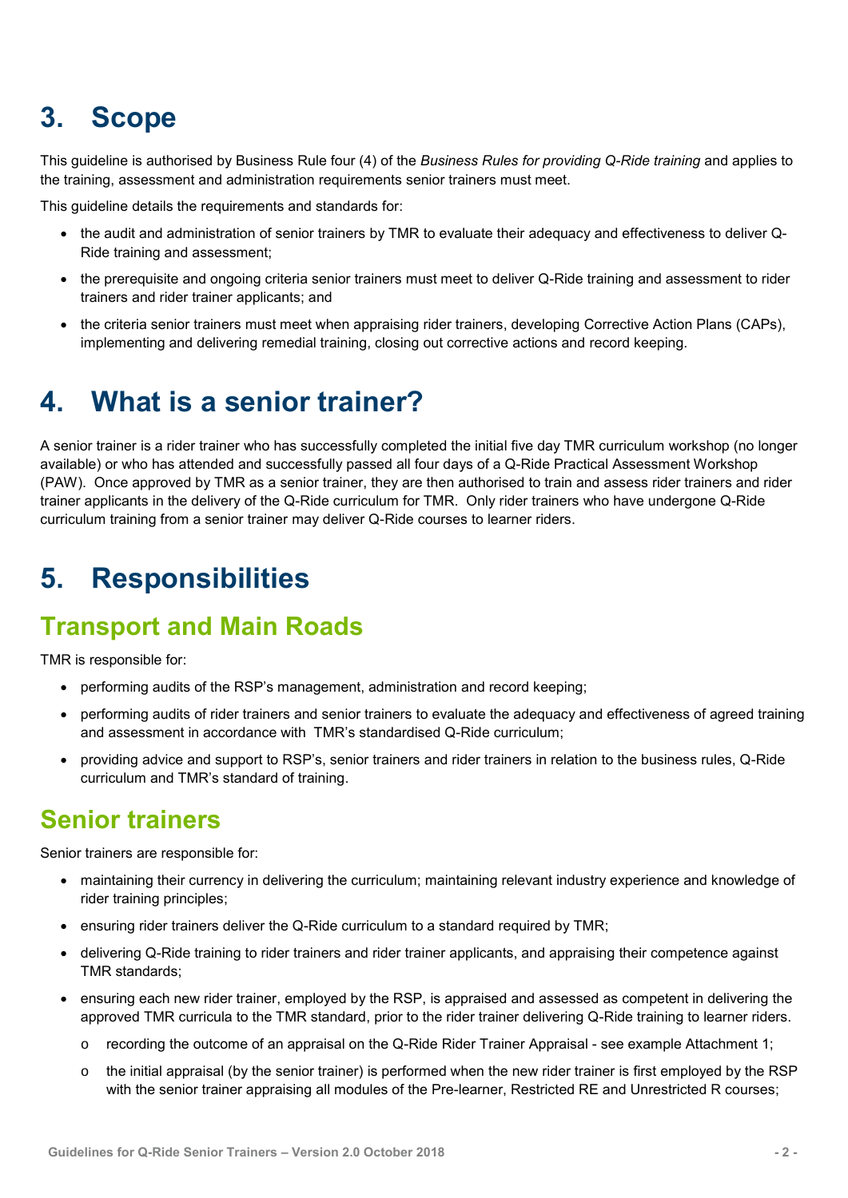# 3. Scope

This guideline is authorised by Business Rule four (4) of the *Business Rules for providing Q-Ride training* and applies to the training, assessment and administration requirements senior trainers must meet.

This guideline details the requirements and standards for:

- the audit and administration of senior trainers by TMR to evaluate their adequacy and effectiveness to deliver Q-Ride training and assessment;
- the prerequisite and ongoing criteria senior trainers must meet to deliver Q-Ride training and assessment to rider trainers and rider trainer applicants; and
- the criteria senior trainers must meet when appraising rider trainers, developing Corrective Action Plans (CAPs), implementing and delivering remedial training, closing out corrective actions and record keeping.

# 4. What is a senior trainer?

A senior trainer is a rider trainer who has successfully completed the initial five day TMR curriculum workshop (no longer available) or who has attended and successfully passed all four days of a Q-Ride Practical Assessment Workshop (PAW). Once approved by TMR as a senior trainer, they are then authorised to train and assess rider trainers and rider trainer applicants in the delivery of the Q-Ride curriculum for TMR. Only rider trainers who have undergone Q-Ride curriculum training from a senior trainer may deliver Q-Ride courses to learner riders.

# 5. Responsibilities

## Transport and Main Roads

TMR is responsible for:

- performing audits of the RSP's management, administration and record keeping;
- performing audits of rider trainers and senior trainers to evaluate the adequacy and effectiveness of agreed training and assessment in accordance with TMR's standardised Q-Ride curriculum;
- providing advice and support to RSP's, senior trainers and rider trainers in relation to the business rules, Q-Ride curriculum and TMR's standard of training.

## Senior trainers

Senior trainers are responsible for:

- maintaining their currency in delivering the curriculum; maintaining relevant industry experience and knowledge of rider training principles;
- ensuring rider trainers deliver the Q-Ride curriculum to a standard required by TMR;
- delivering Q-Ride training to rider trainers and rider trainer applicants, and appraising their competence against TMR standards;
- ensuring each new rider trainer, employed by the RSP, is appraised and assessed as competent in delivering the approved TMR curricula to the TMR standard, prior to the rider trainer delivering Q-Ride training to learner riders.
  - recording the outcome of an appraisal on the Q-Ride Rider Trainer Appraisal - see example Attachment 1;
  - the initial appraisal (by the senior trainer) is performed when the new rider trainer is first employed by the RSP with the senior trainer appraising all modules of the Pre-learner, Restricted RE and Unrestricted R courses;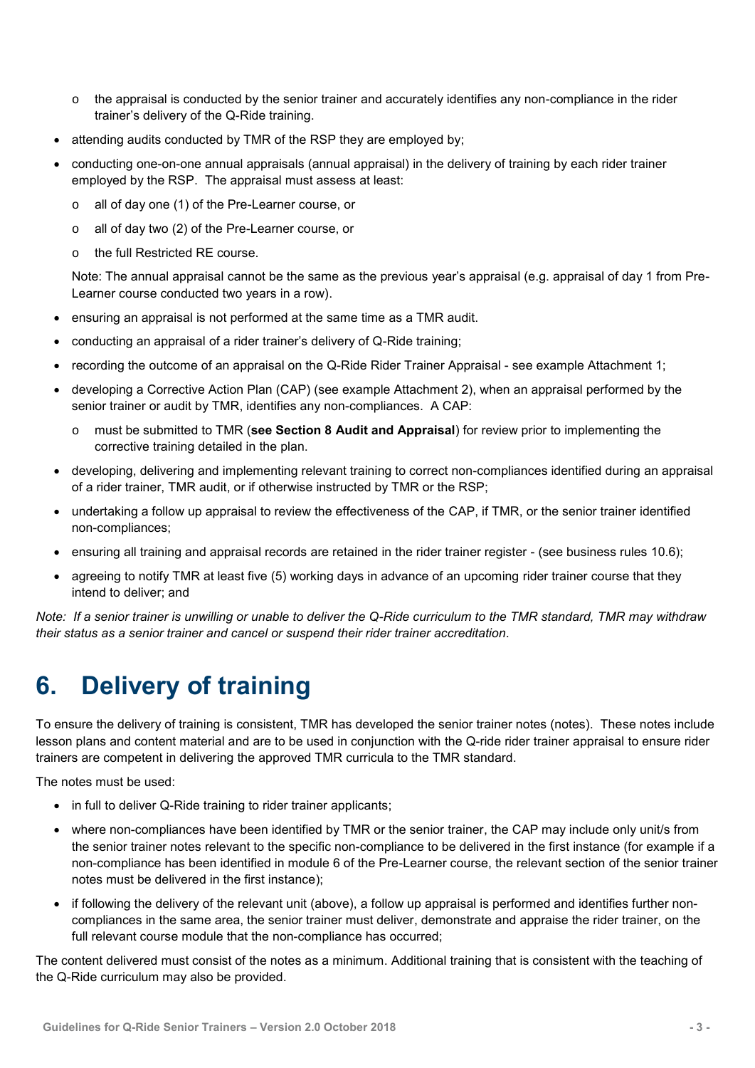- the appraisal is conducted by the senior trainer and accurately identifies any non-compliance in the rider trainer's delivery of the Q-Ride training.
- attending audits conducted by TMR of the RSP they are employed by;
- conducting one-on-one annual appraisals (annual appraisal) in the delivery of training by each rider trainer employed by the RSP. The appraisal must assess at least:
  - all of day one (1) of the Pre-Learner course, or
  - all of day two (2) of the Pre-Learner course, or
  - the full Restricted RE course.

  Note: The annual appraisal cannot be the same as the previous year's appraisal (e.g. appraisal of day 1 from Pre-Learner course conducted two years in a row).
- ensuring an appraisal is not performed at the same time as a TMR audit.
- conducting an appraisal of a rider trainer's delivery of Q-Ride training;
- recording the outcome of an appraisal on the Q-Ride Rider Trainer Appraisal - see example Attachment 1;
- developing a Corrective Action Plan (CAP) (see example Attachment 2), when an appraisal performed by the senior trainer or audit by TMR, identifies any non-compliances. A CAP:
  - must be submitted to TMR (**see Section 8 Audit and Appraisal**) for review prior to implementing the corrective training detailed in the plan.
- developing, delivering and implementing relevant training to correct non-compliances identified during an appraisal of a rider trainer, TMR audit, or if otherwise instructed by TMR or the RSP;
- undertaking a follow up appraisal to review the effectiveness of the CAP, if TMR, or the senior trainer identified non-compliances;
- ensuring all training and appraisal records are retained in the rider trainer register - (see business rules 10.6);
- agreeing to notify TMR at least five (5) working days in advance of an upcoming rider trainer course that they intend to deliver; and

*Note: If a senior trainer is unwilling or unable to deliver the Q-Ride curriculum to the TMR standard, TMR may withdraw their status as a senior trainer and cancel or suspend their rider trainer accreditation.*

# 6. Delivery of training

To ensure the delivery of training is consistent, TMR has developed the senior trainer notes (notes). These notes include lesson plans and content material and are to be used in conjunction with the Q-ride rider trainer appraisal to ensure rider trainers are competent in delivering the approved TMR curricula to the TMR standard.

The notes must be used:

- in full to deliver Q-Ride training to rider trainer applicants;
- where non-compliances have been identified by TMR or the senior trainer, the CAP may include only unit/s from the senior trainer notes relevant to the specific non-compliance to be delivered in the first instance (for example if a non-compliance has been identified in module 6 of the Pre-Learner course, the relevant section of the senior trainer notes must be delivered in the first instance);
- if following the delivery of the relevant unit (above), a follow up appraisal is performed and identifies further non-compliances in the same area, the senior trainer must deliver, demonstrate and appraise the rider trainer, on the full relevant course module that the non-compliance has occurred;

The content delivered must consist of the notes as a minimum. Additional training that is consistent with the teaching of the Q-Ride curriculum may also be provided.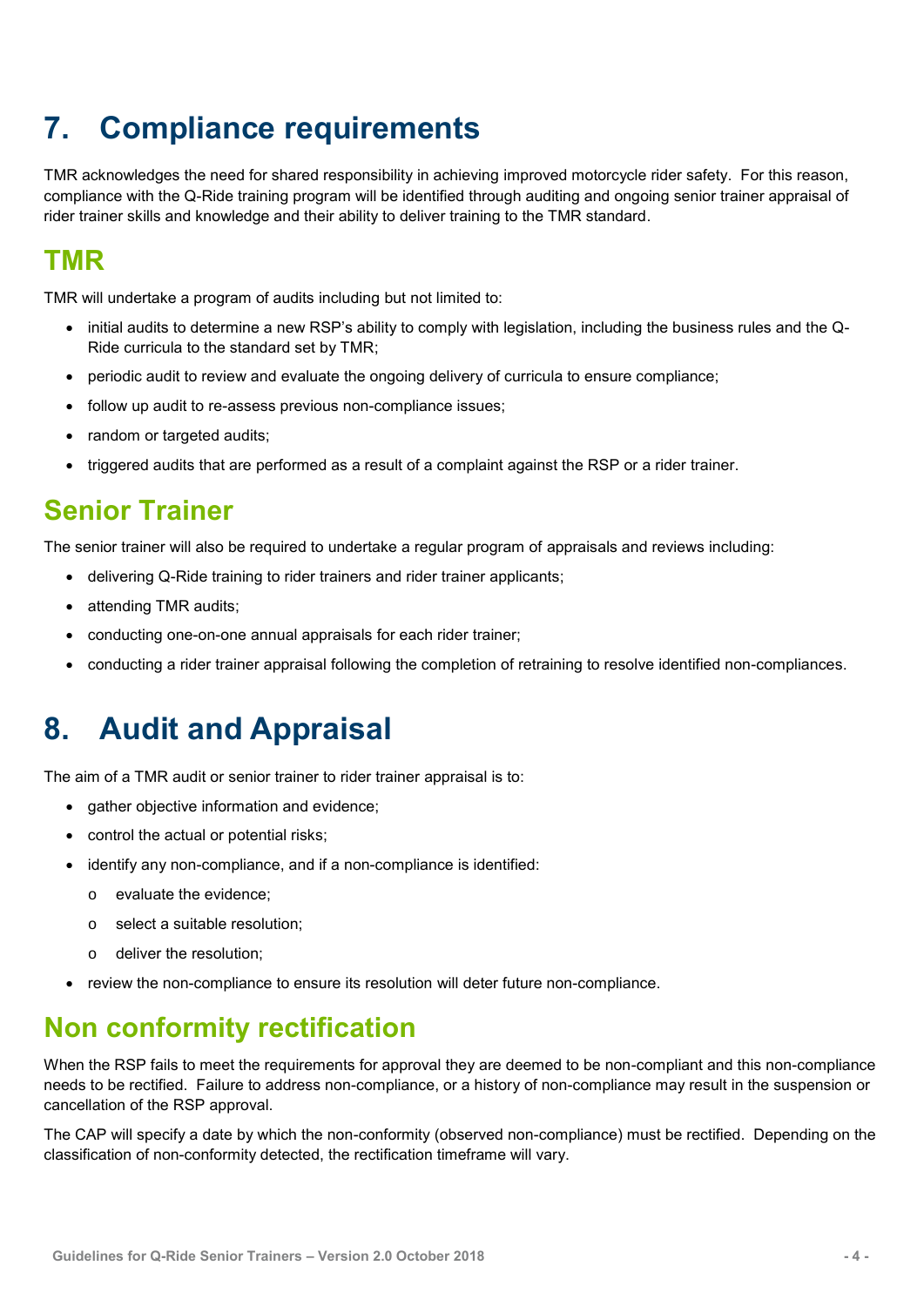# 7. Compliance requirements

TMR acknowledges the need for shared responsibility in achieving improved motorcycle rider safety. For this reason, compliance with the Q-Ride training program will be identified through auditing and ongoing senior trainer appraisal of rider trainer skills and knowledge and their ability to deliver training to the TMR standard.

## TMR

TMR will undertake a program of audits including but not limited to:

- initial audits to determine a new RSP's ability to comply with legislation, including the business rules and the Q-Ride curricula to the standard set by TMR;
- periodic audit to review and evaluate the ongoing delivery of curricula to ensure compliance;
- follow up audit to re-assess previous non-compliance issues;
- random or targeted audits;
- triggered audits that are performed as a result of a complaint against the RSP or a rider trainer.

## Senior Trainer

The senior trainer will also be required to undertake a regular program of appraisals and reviews including:

- delivering Q-Ride training to rider trainers and rider trainer applicants;
- attending TMR audits;
- conducting one-on-one annual appraisals for each rider trainer;
- conducting a rider trainer appraisal following the completion of retraining to resolve identified non-compliances.

# 8. Audit and Appraisal

The aim of a TMR audit or senior trainer to rider trainer appraisal is to:

- gather objective information and evidence;
- control the actual or potential risks;
- identify any non-compliance, and if a non-compliance is identified:
  - evaluate the evidence;
  - select a suitable resolution;
  - deliver the resolution;
- review the non-compliance to ensure its resolution will deter future non-compliance.

## Non conformity rectification

When the RSP fails to meet the requirements for approval they are deemed to be non-compliant and this non-compliance needs to be rectified. Failure to address non-compliance, or a history of non-compliance may result in the suspension or cancellation of the RSP approval.

The CAP will specify a date by which the non-conformity (observed non-compliance) must be rectified. Depending on the classification of non-conformity detected, the rectification timeframe will vary.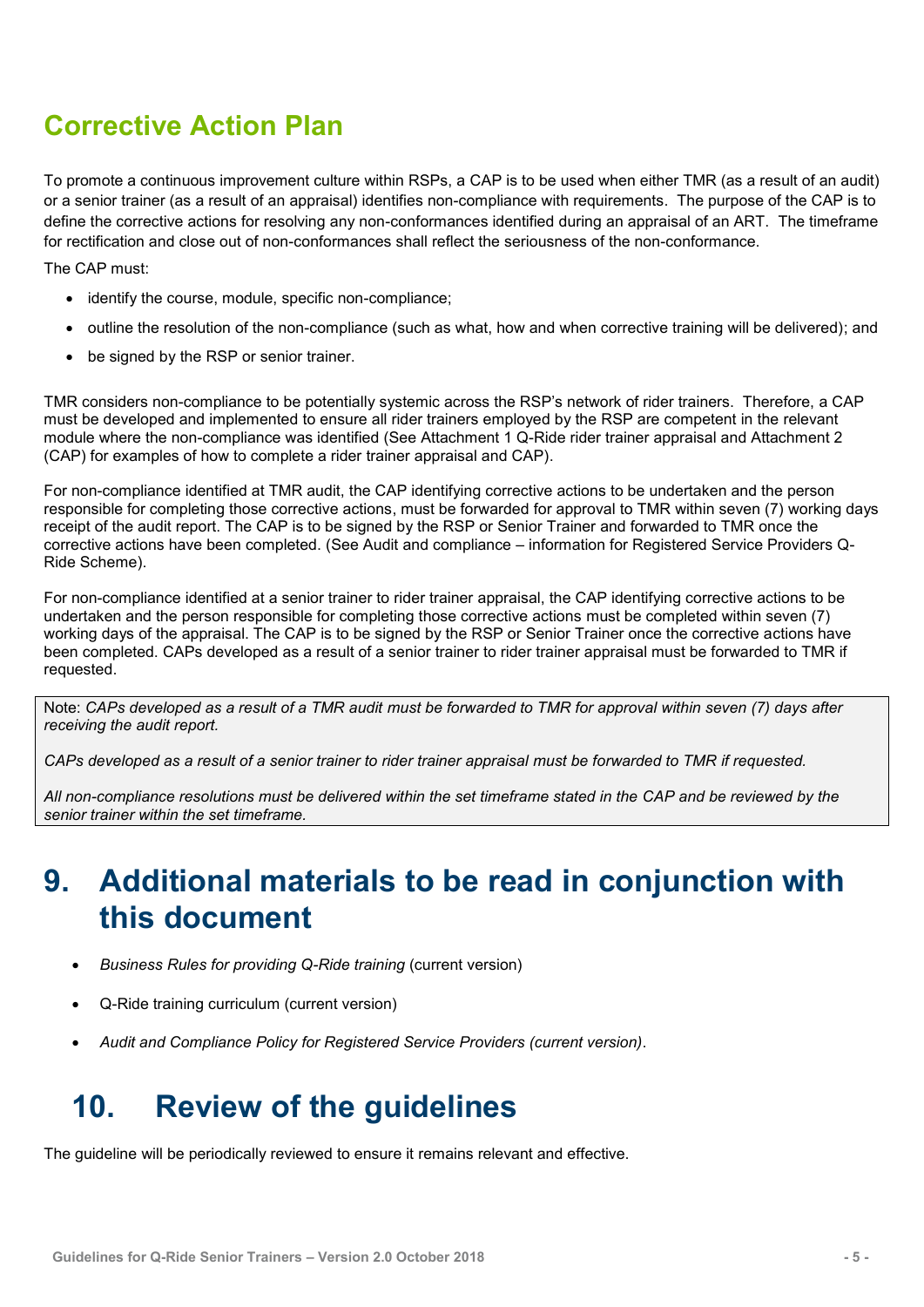## Corrective Action Plan

To promote a continuous improvement culture within RSPs, a CAP is to be used when either TMR (as a result of an audit) or a senior trainer (as a result of an appraisal) identifies non-compliance with requirements. The purpose of the CAP is to define the corrective actions for resolving any non-conformances identified during an appraisal of an ART. The timeframe for rectification and close out of non-conformances shall reflect the seriousness of the non-conformance.

The CAP must:

- identify the course, module, specific non-compliance;
- outline the resolution of the non-compliance (such as what, how and when corrective training will be delivered); and
- be signed by the RSP or senior trainer.

TMR considers non-compliance to be potentially systemic across the RSP's network of rider trainers. Therefore, a CAP must be developed and implemented to ensure all rider trainers employed by the RSP are competent in the relevant module where the non-compliance was identified (See Attachment 1 Q-Ride rider trainer appraisal and Attachment 2 (CAP) for examples of how to complete a rider trainer appraisal and CAP).

For non-compliance identified at TMR audit, the CAP identifying corrective actions to be undertaken and the person responsible for completing those corrective actions, must be forwarded for approval to TMR within seven (7) working days receipt of the audit report. The CAP is to be signed by the RSP or Senior Trainer and forwarded to TMR once the corrective actions have been completed. (See Audit and compliance – information for Registered Service Providers Q-Ride Scheme).

For non-compliance identified at a senior trainer to rider trainer appraisal, the CAP identifying corrective actions to be undertaken and the person responsible for completing those corrective actions must be completed within seven (7) working days of the appraisal. The CAP is to be signed by the RSP or Senior Trainer once the corrective actions have been completed. CAPs developed as a result of a senior trainer to rider trainer appraisal must be forwarded to TMR if requested.

> Note: *CAPs developed as a result of a TMR audit must be forwarded to TMR for approval within seven (7) days after receiving the audit report.*
>
> *CAPs developed as a result of a senior trainer to rider trainer appraisal must be forwarded to TMR if requested.*
>
> *All non-compliance resolutions must be delivered within the set timeframe stated in the CAP and be reviewed by the senior trainer within the set timeframe.*

# 9. Additional materials to be read in conjunction with this document

- *Business Rules for providing Q-Ride training* (current version)
- Q-Ride training curriculum (current version)
- *Audit and Compliance Policy for Registered Service Providers (current version)*.

# 10. Review of the guidelines

The guideline will be periodically reviewed to ensure it remains relevant and effective.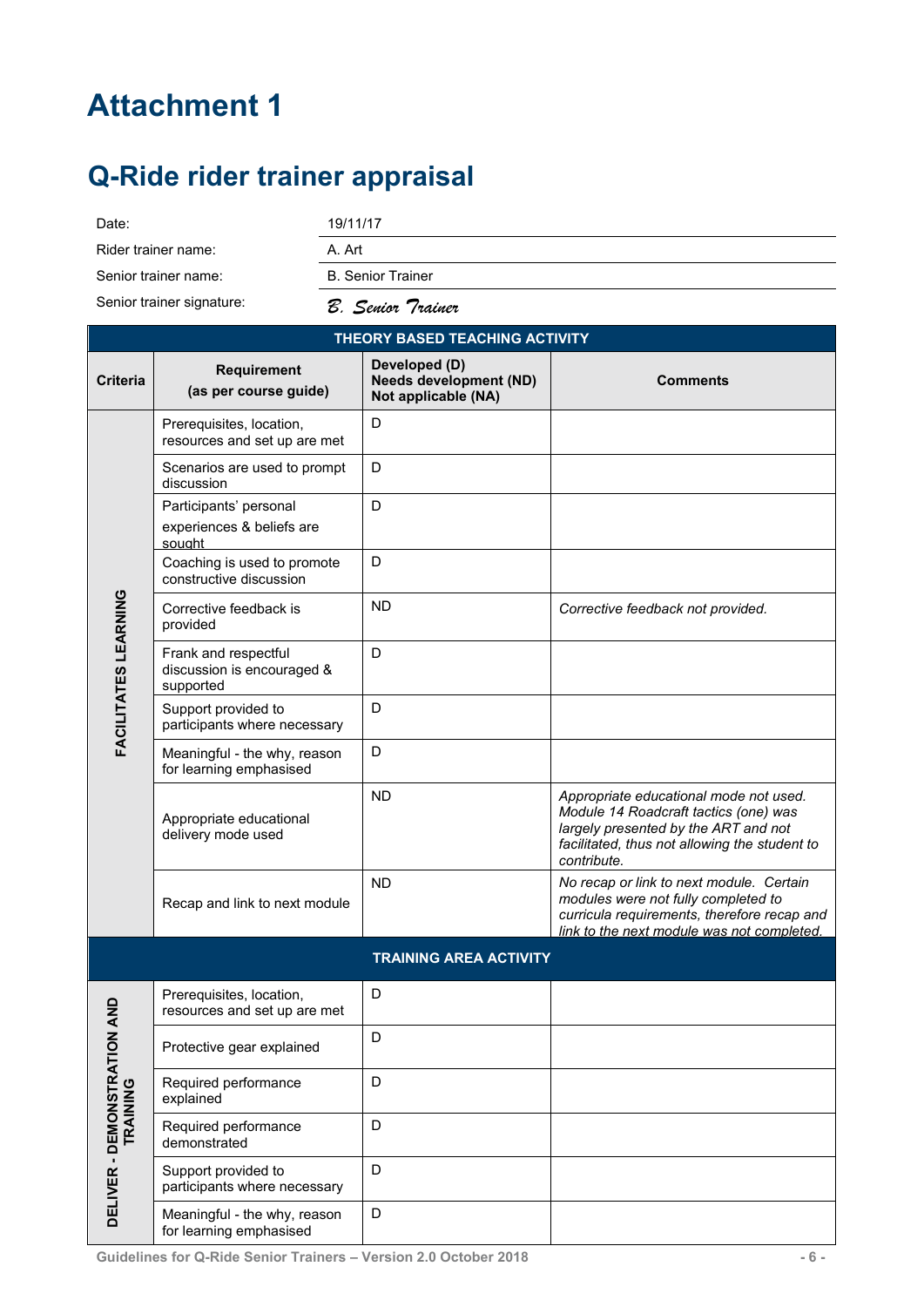# Attachment 1

## Q-Ride rider trainer appraisal

| | |
|---|---|
| Date: | 19/11/17 |
| Rider trainer name: | A. Art |
| Senior trainer name: | B. Senior Trainer |
| Senior trainer signature: | *B. Senior Trainer* |

| **THEORY BASED TEACHING ACTIVITY** | | | |
|---|---|---|---|
| **Criteria** | **Requirement (as per course guide)** | **Developed (D) Needs development (ND) Not applicable (NA)** | **Comments** |
| **FACILITATES LEARNING** | Prerequisites, location, resources and set up are met | D | |
| | Scenarios are used to prompt discussion | D | |
| | Participants' personal experiences & beliefs are sought | D | |
| | Coaching is used to promote constructive discussion | D | |
| | Corrective feedback is provided | ND | *Corrective feedback not provided.* |
| | Frank and respectful discussion is encouraged & supported | D | |
| | Support provided to participants where necessary | D | |
| | Meaningful - the why, reason for learning emphasised | D | |
| | Appropriate educational delivery mode used | ND | *Appropriate educational mode not used. Module 14 Roadcraft tactics (one) was largely presented by the ART and not facilitated, thus not allowing the student to contribute.* |
| | Recap and link to next module | ND | *No recap or link to next module. Certain modules were not fully completed to curricula requirements, therefore recap and link to the next module was not completed.* |
| **TRAINING AREA ACTIVITY** | | | |
| **DELIVER - DEMONSTRATION AND TRAINING** | Prerequisites, location, resources and set up are met | D | |
| | Protective gear explained | D | |
| | Required performance explained | D | |
| | Required performance demonstrated | D | |
| | Support provided to participants where necessary | D | |
| | Meaningful - the why, reason for learning emphasised | D | |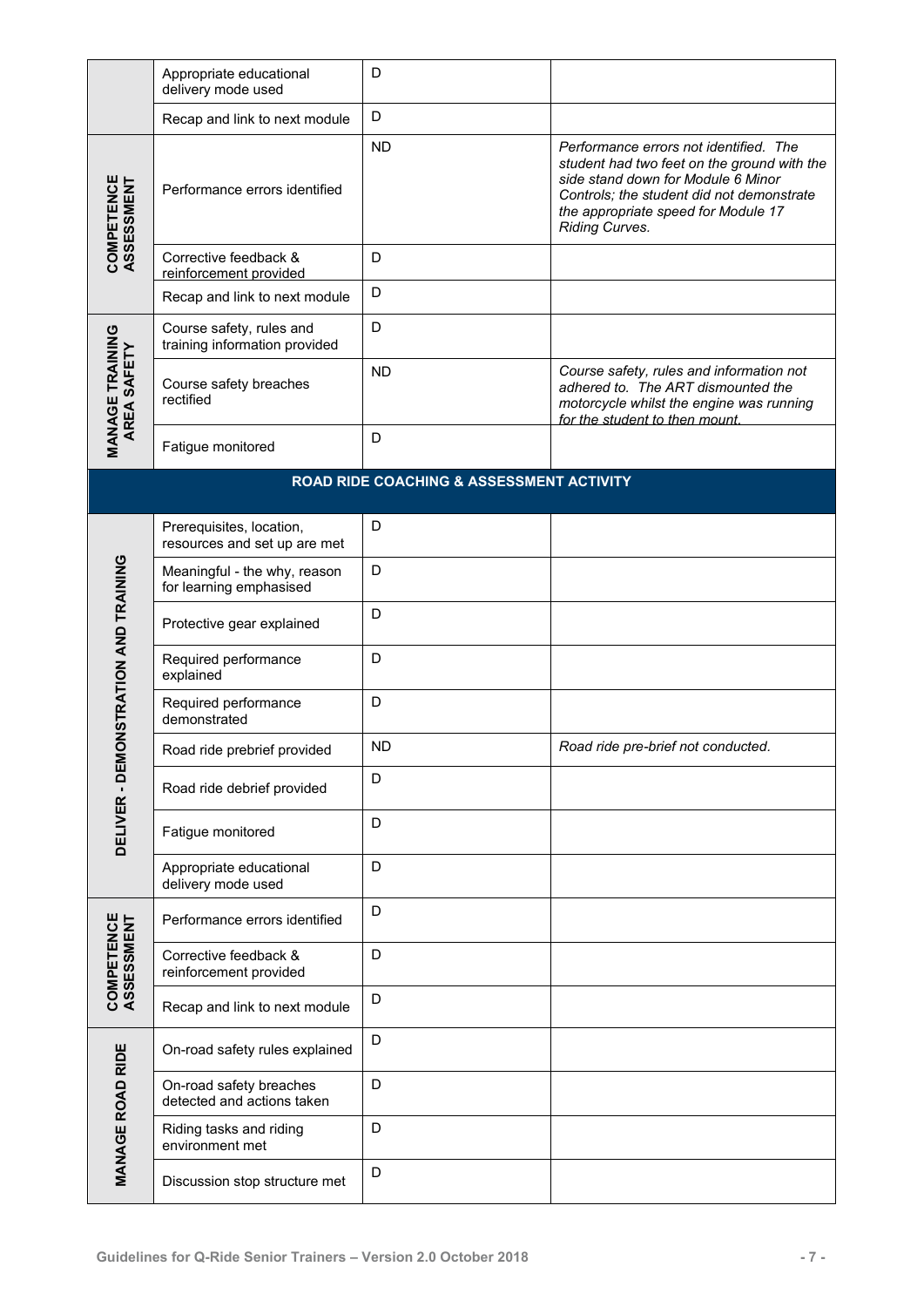| | | | |
|---|---|---|---|
| | Appropriate educational delivery mode used | D | |
| | Recap and link to next module | D | |
| COMPETENCE ASSESSMENT | Performance errors identified | ND | *Performance errors not identified. The student had two feet on the ground with the side stand down for Module 6 Minor Controls; the student did not demonstrate the appropriate speed for Module 17 Riding Curves.* |
| | Corrective feedback & reinforcement provided | D | |
| | Recap and link to next module | D | |
| MANAGE TRAINING AREA SAFETY | Course safety, rules and training information provided | D | |
| | Course safety breaches rectified | ND | *Course safety, rules and information not adhered to. The ART dismounted the motorcycle whilst the engine was running for the student to then mount.* |
| | Fatigue monitored | D | |
| **ROAD RIDE COACHING & ASSESSMENT ACTIVITY** | | | |
| DELIVER - DEMONSTRATION AND TRAINING | Prerequisites, location, resources and set up are met | D | |
| | Meaningful - the why, reason for learning emphasised | D | |
| | Protective gear explained | D | |
| | Required performance explained | D | |
| | Required performance demonstrated | D | |
| | Road ride prebrief provided | ND | *Road ride pre-brief not conducted.* |
| | Road ride debrief provided | D | |
| | Fatigue monitored | D | |
| | Appropriate educational delivery mode used | D | |
| COMPETENCE ASSESSMENT | Performance errors identified | D | |
| | Corrective feedback & reinforcement provided | D | |
| | Recap and link to next module | D | |
| MANAGE ROAD RIDE | On-road safety rules explained | D | |
| | On-road safety breaches detected and actions taken | D | |
| | Riding tasks and riding environment met | D | |
| | Discussion stop structure met | D | |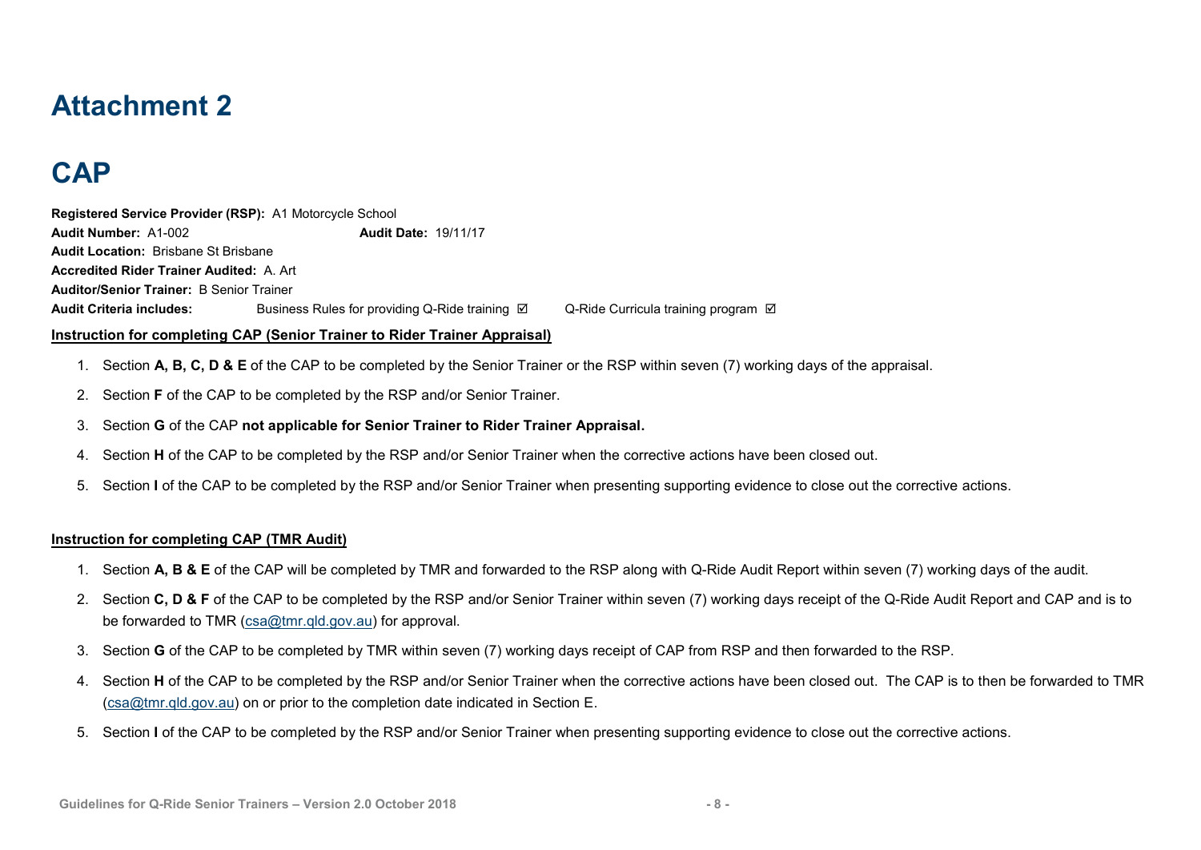# Attachment 2

# CAP

**Registered Service Provider (RSP):** A1 Motorcycle School
**Audit Number:** A1-002 **Audit Date:** 19/11/17
**Audit Location:** Brisbane St Brisbane
**Accredited Rider Trainer Audited:** A. Art
**Auditor/Senior Trainer:** B Senior Trainer
**Audit Criteria includes:** Business Rules for providing Q-Ride training ☑ Q-Ride Curricula training program ☑

**<u>Instruction for completing CAP (Senior Trainer to Rider Trainer Appraisal)</u>**

1. Section **A, B, C, D & E** of the CAP to be completed by the Senior Trainer or the RSP within seven (7) working days of the appraisal.
2. Section **F** of the CAP to be completed by the RSP and/or Senior Trainer.
3. Section **G** of the CAP **not applicable for Senior Trainer to Rider Trainer Appraisal.**
4. Section **H** of the CAP to be completed by the RSP and/or Senior Trainer when the corrective actions have been closed out.
5. Section **I** of the CAP to be completed by the RSP and/or Senior Trainer when presenting supporting evidence to close out the corrective actions.

**<u>Instruction for completing CAP (TMR Audit)</u>**

1. Section **A, B & E** of the CAP will be completed by TMR and forwarded to the RSP along with Q-Ride Audit Report within seven (7) working days of the audit.
2. Section **C, D & F** of the CAP to be completed by the RSP and/or Senior Trainer within seven (7) working days receipt of the Q-Ride Audit Report and CAP and is to be forwarded to TMR (csa@tmr.qld.gov.au) for approval.
3. Section **G** of the CAP to be completed by TMR within seven (7) working days receipt of CAP from RSP and then forwarded to the RSP.
4. Section **H** of the CAP to be completed by the RSP and/or Senior Trainer when the corrective actions have been closed out. The CAP is to then be forwarded to TMR (csa@tmr.qld.gov.au) on or prior to the completion date indicated in Section E.
5. Section **I** of the CAP to be completed by the RSP and/or Senior Trainer when presenting supporting evidence to close out the corrective actions.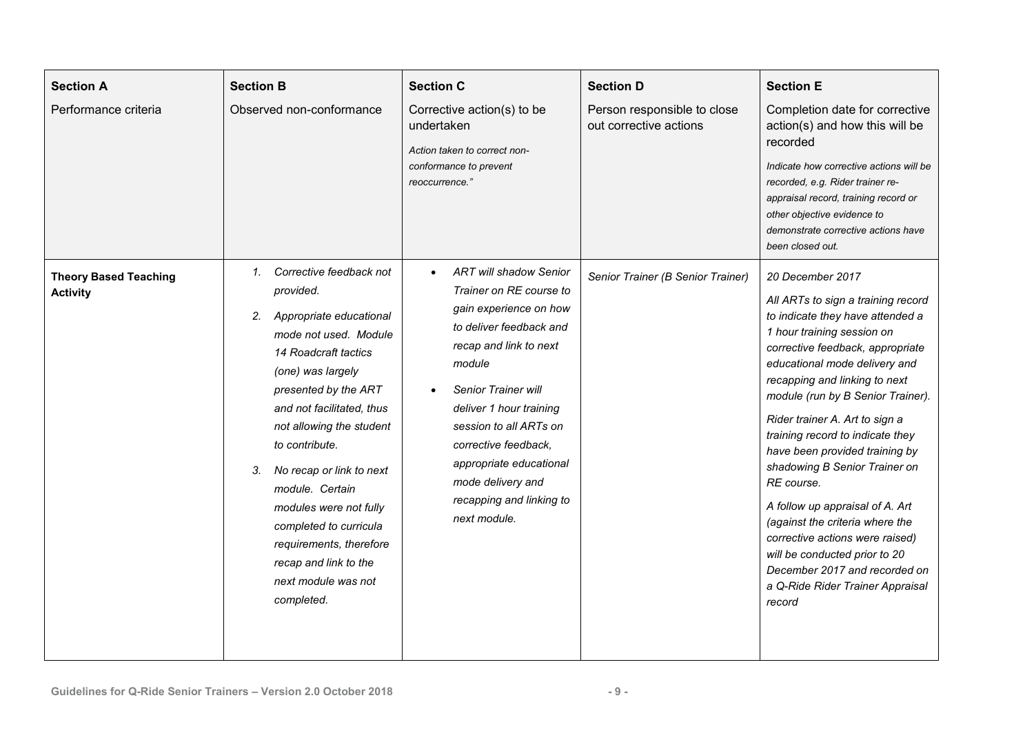| **Section A**<br>Performance criteria | **Section B**<br>Observed non-conformance | **Section C**<br>Corrective action(s) to be undertaken<br>*Action taken to correct non-conformance to prevent reoccurrence."* | **Section D**<br>Person responsible to close out corrective actions | **Section E**<br>Completion date for corrective action(s) and how this will be recorded<br>*Indicate how corrective actions will be recorded, e.g. Rider trainer re-appraisal record, training record or other objective evidence to demonstrate corrective actions have been closed out.* |
|---|---|---|---|---|
| **Theory Based Teaching Activity** | 1. *Corrective feedback not provided.*<br>2. *Appropriate educational mode not used. Module 14 Roadcraft tactics (one) was largely presented by the ART and not facilitated, thus not allowing the student to contribute.*<br>3. *No recap or link to next module. Certain modules were not fully completed to curricula requirements, therefore recap and link to the next module was not completed.* | • *ART will shadow Senior Trainer on RE course to gain experience on how to deliver feedback and recap and link to next module*<br>• *Senior Trainer will deliver 1 hour training session to all ARTs on corrective feedback, appropriate educational mode delivery and recapping and linking to next module.* | *Senior Trainer (B Senior Trainer)* | *20 December 2017*<br>*All ARTs to sign a training record to indicate they have attended a 1 hour training session on corrective feedback, appropriate educational mode delivery and recapping and linking to next module (run by B Senior Trainer).*<br>*Rider trainer A. Art to sign a training record to indicate they have been provided training by shadowing B Senior Trainer on RE course.*<br>*A follow up appraisal of A. Art (against the criteria where the corrective actions were raised) will be conducted prior to 20 December 2017 and recorded on a Q-Ride Rider Trainer Appraisal record* |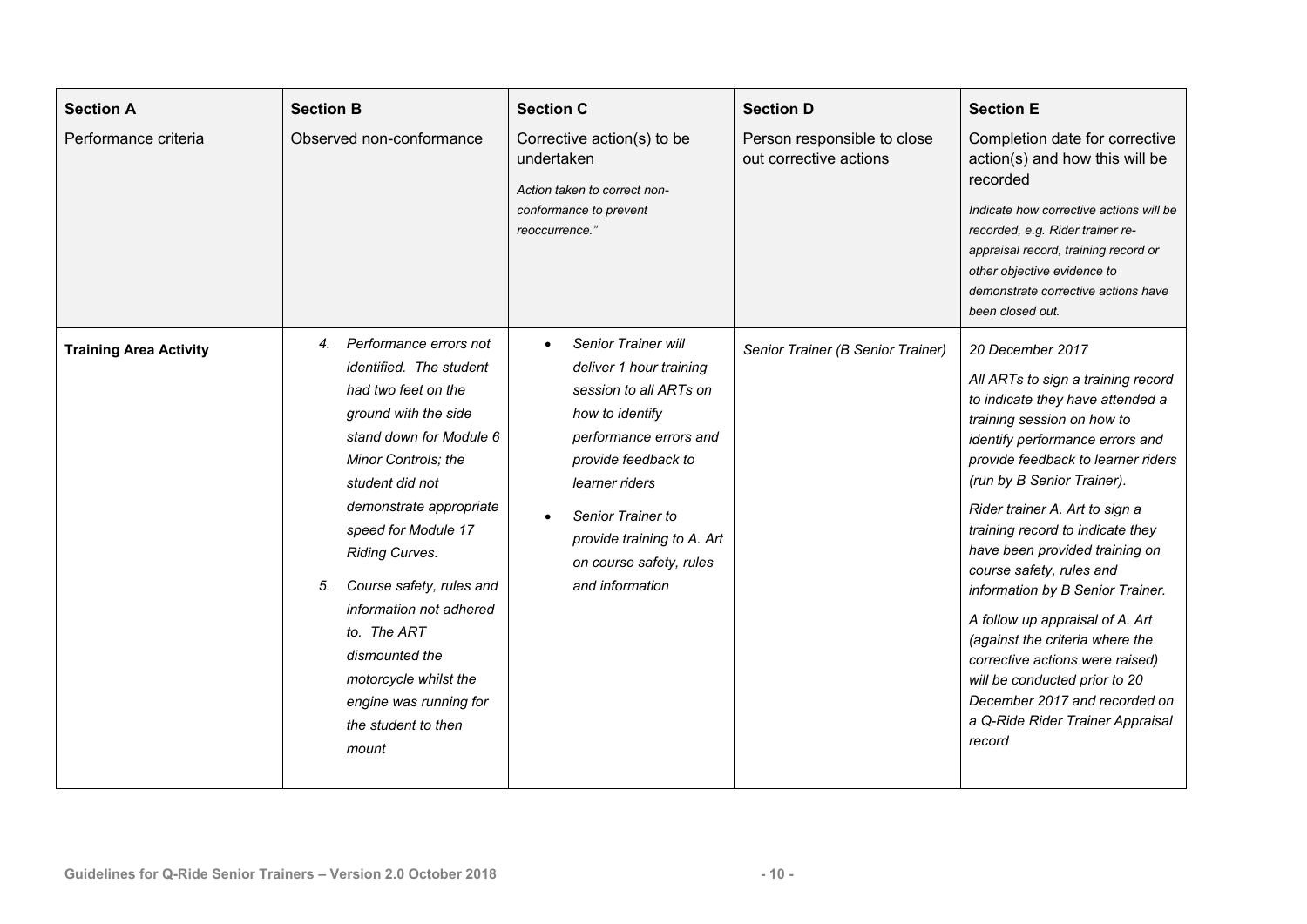| **Section A**<br>Performance criteria | **Section B**<br>Observed non-conformance | **Section C**<br>Corrective action(s) to be undertaken<br>*Action taken to correct non-conformance to prevent reoccurrence."* | **Section D**<br>Person responsible to close out corrective actions | **Section E**<br>Completion date for corrective action(s) and how this will be recorded<br>*Indicate how corrective actions will be recorded, e.g. Rider trainer re-appraisal record, training record or other objective evidence to demonstrate corrective actions have been closed out.* |
|---|---|---|---|---|
| **Training Area Activity** | 4. *Performance errors not identified. The student had two feet on the ground with the side stand down for Module 6 Minor Controls; the student did not demonstrate appropriate speed for Module 17 Riding Curves.*<br>5. *Course safety, rules and information not adhered to. The ART dismounted the motorcycle whilst the engine was running for the student to then mount* | • *Senior Trainer will deliver 1 hour training session to all ARTs on how to identify performance errors and provide feedback to learner riders*<br>• *Senior Trainer to provide training to A. Art on course safety, rules and information* | *Senior Trainer (B Senior Trainer)* | *20 December 2017*<br>*All ARTs to sign a training record to indicate they have attended a training session on how to identify performance errors and provide feedback to learner riders (run by B Senior Trainer).*<br>*Rider trainer A. Art to sign a training record to indicate they have been provided training on course safety, rules and information by B Senior Trainer.*<br>*A follow up appraisal of A. Art (against the criteria where the corrective actions were raised) will be conducted prior to 20 December 2017 and recorded on a Q-Ride Rider Trainer Appraisal record* |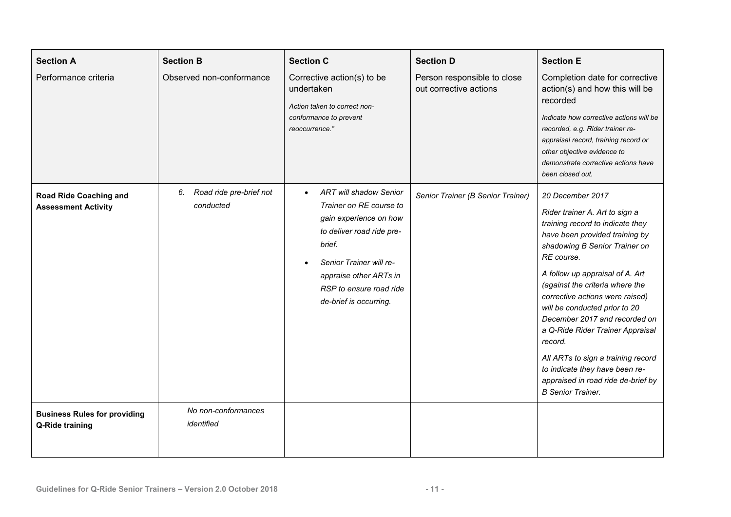| **Section A**<br>Performance criteria | **Section B**<br>Observed non-conformance | **Section C**<br>Corrective action(s) to be undertaken<br>*Action taken to correct non-conformance to prevent reoccurrence."* | **Section D**<br>Person responsible to close out corrective actions | **Section E**<br>Completion date for corrective action(s) and how this will be recorded<br>*Indicate how corrective actions will be recorded, e.g. Rider trainer re-appraisal record, training record or other objective evidence to demonstrate corrective actions have been closed out.* |
|---|---|---|---|---|
| **Road Ride Coaching and Assessment Activity** | *6. Road ride pre-brief not conducted* | • *ART will shadow Senior Trainer on RE course to gain experience on how to deliver road ride pre-brief.*<br>• *Senior Trainer will re-appraise other ARTs in RSP to ensure road ride de-brief is occurring.* | *Senior Trainer (B Senior Trainer)* | *20 December 2017*<br>*Rider trainer A. Art to sign a training record to indicate they have been provided training by shadowing B Senior Trainer on RE course.*<br>*A follow up appraisal of A. Art (against the criteria where the corrective actions were raised) will be conducted prior to 20 December 2017 and recorded on a Q-Ride Rider Trainer Appraisal record.*<br>*All ARTs to sign a training record to indicate they have been re-appraised in road ride de-brief by B Senior Trainer.* |
| **Business Rules for providing Q-Ride training** | *No non-conformances identified* | | | |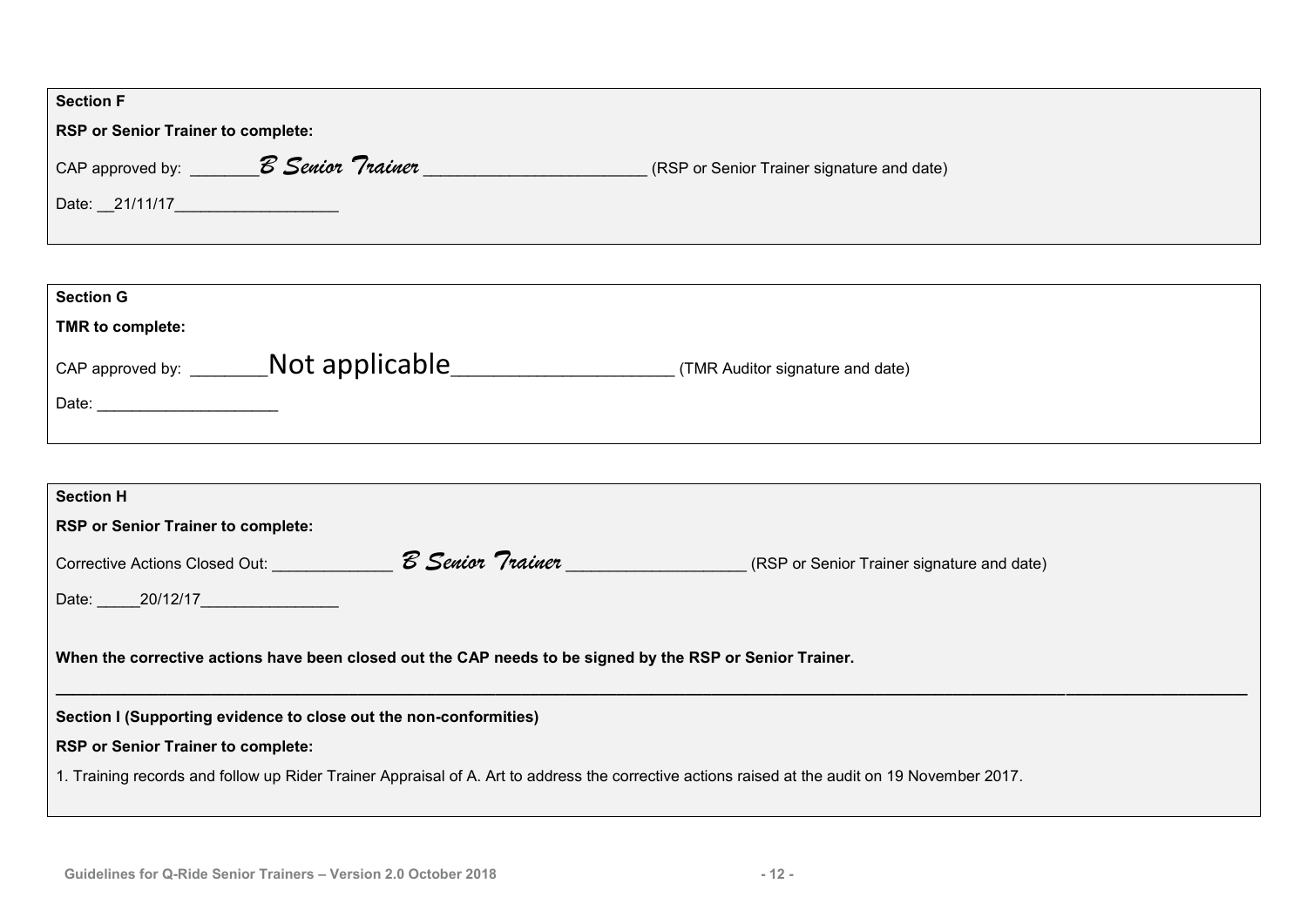**Section F**

**RSP or Senior Trainer to complete:**

CAP approved by: _______*B Senior Trainer* ________________________ (RSP or Senior Trainer signature and date)

Date: __21/11/17__________________

**Section G**

**TMR to complete:**

CAP approved by: ________Not applicable_____________________ (TMR Auditor signature and date)

Date: ____________________

**Section H**

**RSP or Senior Trainer to complete:**

Corrective Actions Closed Out: _____________ *B Senior Trainer* ___________________ (RSP or Senior Trainer signature and date)

Date: _____20/12/17_______________

**When the corrective actions have been closed out the CAP needs to be signed by the RSP or Senior Trainer.**

---

**Section I (Supporting evidence to close out the non-conformities)**

**RSP or Senior Trainer to complete:**

1. Training records and follow up Rider Trainer Appraisal of A. Art to address the corrective actions raised at the audit on 19 November 2017.